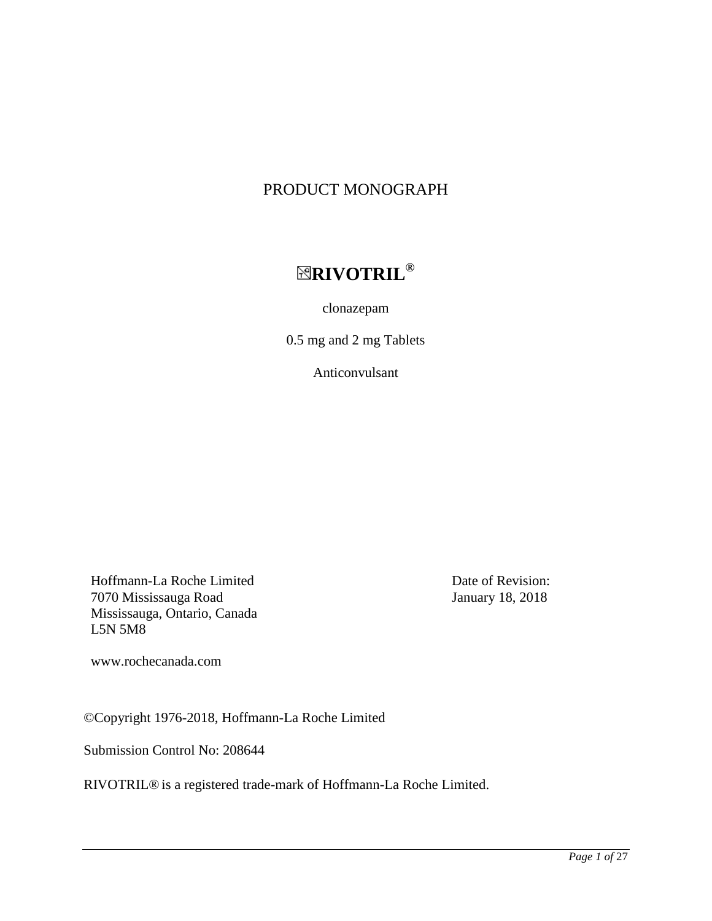# PRODUCT MONOGRAPH

## RIVOTRIL®

clonazepam

0.5 mg and 2 mg Tablets

Anticonvulsant

Hoffmann-La Roche Limited
7070 Mississauga Road
Mississauga, Ontario, Canada
L5N 5M8

www.rochecanada.com

Date of Revision:
January 18, 2018

©Copyright 1976-2018, Hoffmann-La Roche Limited

Submission Control No: 208644

RIVOTRIL® is a registered trade-mark of Hoffmann-La Roche Limited.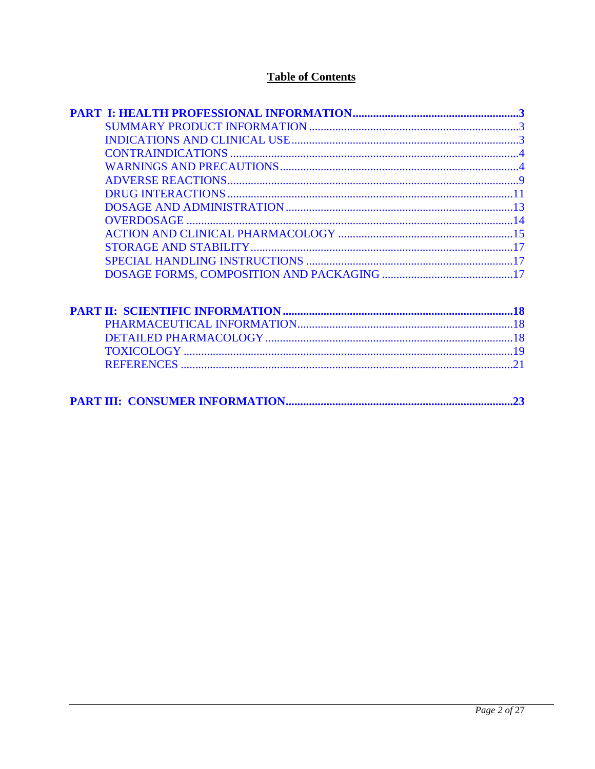## Table of Contents

**PART I: HEALTH PROFESSIONAL INFORMATION.........................................................3**

SUMMARY PRODUCT INFORMATION ........................................................................3
INDICATIONS AND CLINICAL USE..............................................................................3
CONTRAINDICATIONS ...................................................................................................4
WARNINGS AND PRECAUTIONS..................................................................................4
ADVERSE REACTIONS....................................................................................................9
DRUG INTERACTIONS ..................................................................................................11
DOSAGE AND ADMINISTRATION..............................................................................13
OVERDOSAGE ................................................................................................................14
ACTION AND CLINICAL PHARMACOLOGY ............................................................15
STORAGE AND STABILITY..........................................................................................17
SPECIAL HANDLING INSTRUCTIONS .......................................................................17
DOSAGE FORMS, COMPOSITION AND PACKAGING .............................................17

**PART II: SCIENTIFIC INFORMATION ...............................................................................18**

PHARMACEUTICAL INFORMATION..........................................................................18
DETAILED PHARMACOLOGY .....................................................................................18
TOXICOLOGY .................................................................................................................19
REFERENCES ..................................................................................................................21

**PART III: CONSUMER INFORMATION..............................................................................23**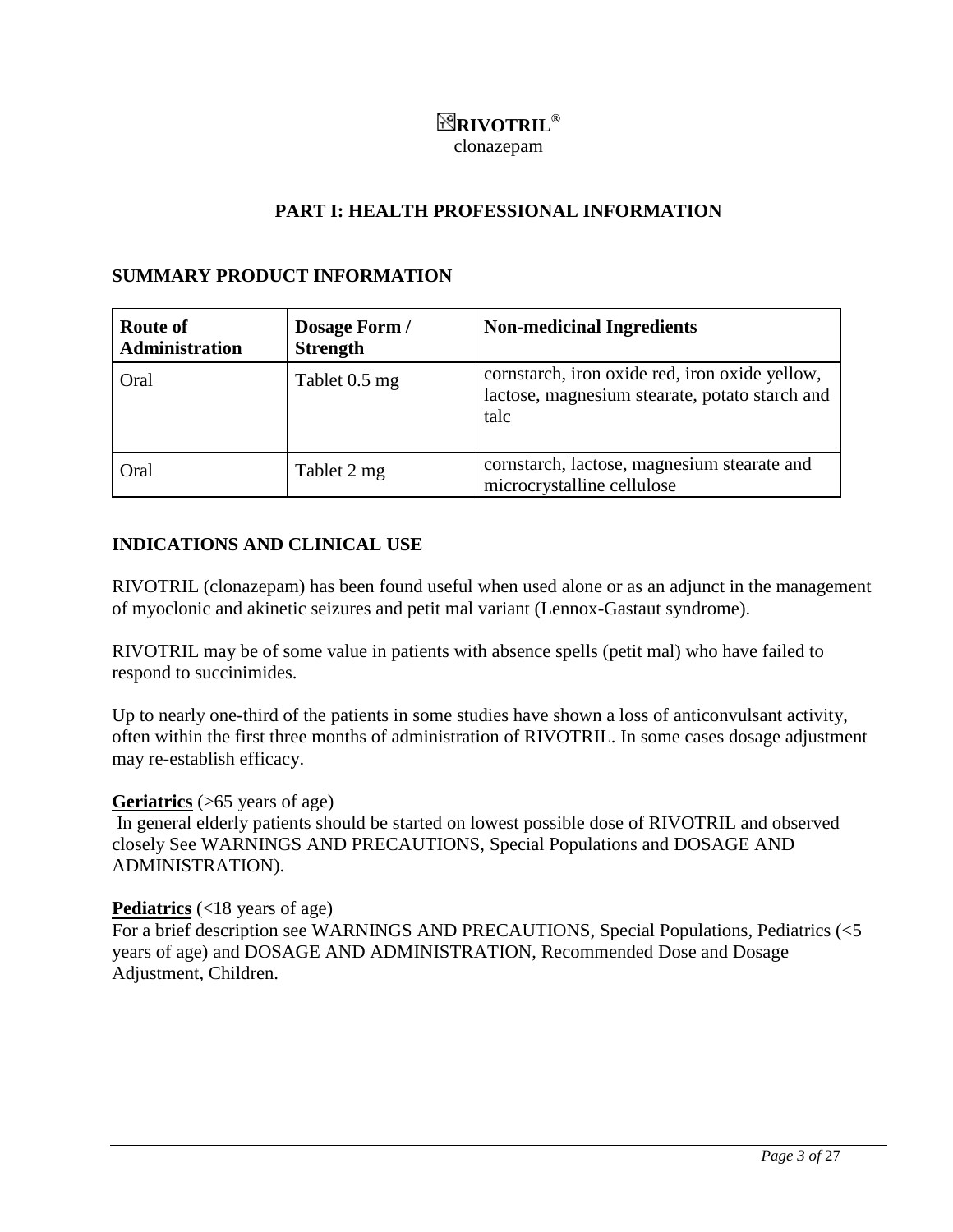# RIVOTRIL®

clonazepam

## PART I: HEALTH PROFESSIONAL INFORMATION

### SUMMARY PRODUCT INFORMATION

| Route of Administration | Dosage Form / Strength | Non-medicinal Ingredients |
|---|---|---|
| Oral | Tablet 0.5 mg | cornstarch, iron oxide red, iron oxide yellow, lactose, magnesium stearate, potato starch and talc |
| Oral | Tablet 2 mg | cornstarch, lactose, magnesium stearate and microcrystalline cellulose |

### INDICATIONS AND CLINICAL USE

RIVOTRIL (clonazepam) has been found useful when used alone or as an adjunct in the management of myoclonic and akinetic seizures and petit mal variant (Lennox-Gastaut syndrome).

RIVOTRIL may be of some value in patients with absence spells (petit mal) who have failed to respond to succinimides.

Up to nearly one-third of the patients in some studies have shown a loss of anticonvulsant activity, often within the first three months of administration of RIVOTRIL. In some cases dosage adjustment may re-establish efficacy.

**Geriatrics** (>65 years of age)

In general elderly patients should be started on lowest possible dose of RIVOTRIL and observed closely See WARNINGS AND PRECAUTIONS, Special Populations and DOSAGE AND ADMINISTRATION).

**Pediatrics** (<18 years of age)

For a brief description see WARNINGS AND PRECAUTIONS, Special Populations, Pediatrics (<5 years of age) and DOSAGE AND ADMINISTRATION, Recommended Dose and Dosage Adjustment, Children.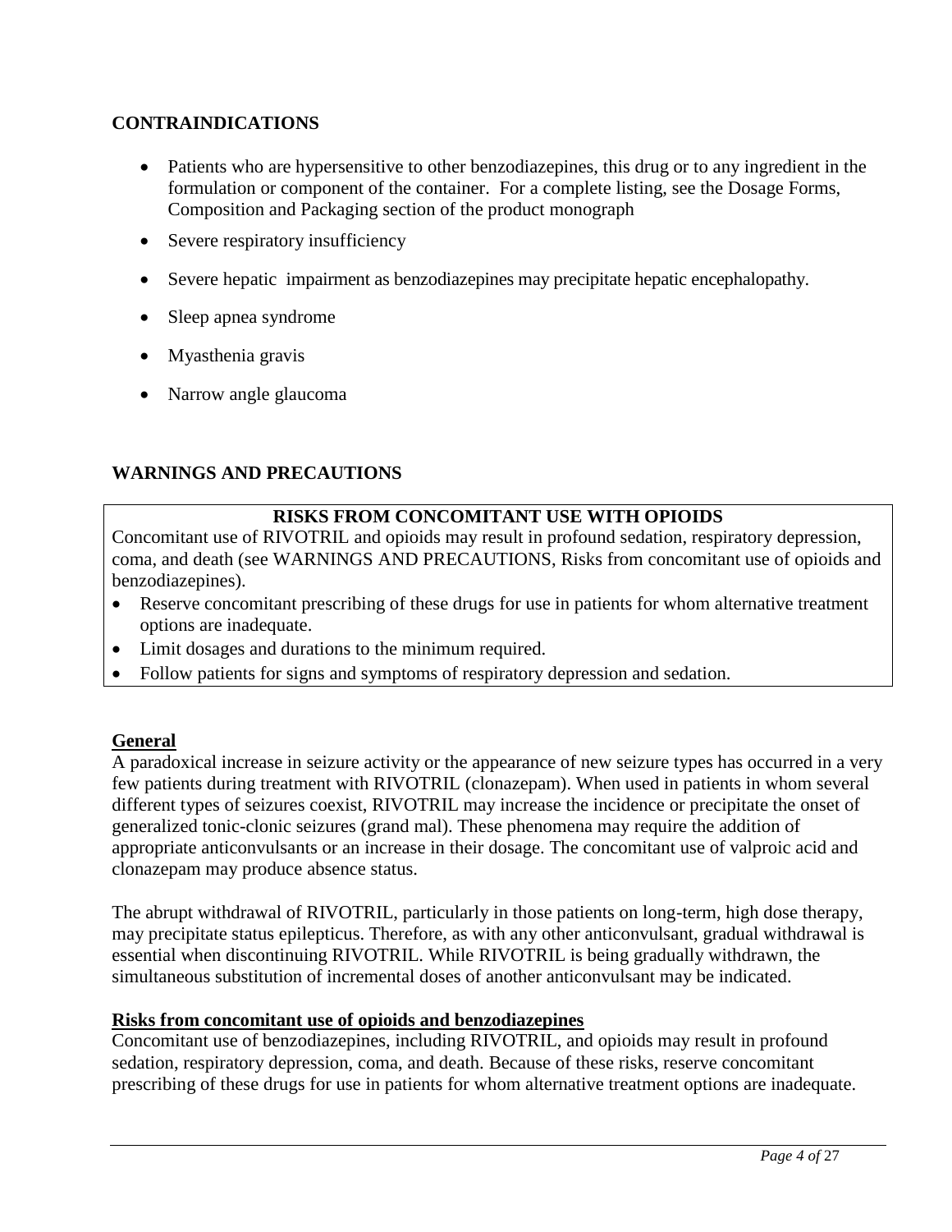## CONTRAINDICATIONS

- Patients who are hypersensitive to other benzodiazepines, this drug or to any ingredient in the formulation or component of the container. For a complete listing, see the Dosage Forms, Composition and Packaging section of the product monograph
- Severe respiratory insufficiency
- Severe hepatic impairment as benzodiazepines may precipitate hepatic encephalopathy.
- Sleep apnea syndrome
- Myasthenia gravis
- Narrow angle glaucoma

## WARNINGS AND PRECAUTIONS

**RISKS FROM CONCOMITANT USE WITH OPIOIDS**

Concomitant use of RIVOTRIL and opioids may result in profound sedation, respiratory depression, coma, and death (see WARNINGS AND PRECAUTIONS, Risks from concomitant use of opioids and benzodiazepines).

- Reserve concomitant prescribing of these drugs for use in patients for whom alternative treatment options are inadequate.
- Limit dosages and durations to the minimum required.
- Follow patients for signs and symptoms of respiratory depression and sedation.

### General

A paradoxical increase in seizure activity or the appearance of new seizure types has occurred in a very few patients during treatment with RIVOTRIL (clonazepam). When used in patients in whom several different types of seizures coexist, RIVOTRIL may increase the incidence or precipitate the onset of generalized tonic-clonic seizures (grand mal). These phenomena may require the addition of appropriate anticonvulsants or an increase in their dosage. The concomitant use of valproic acid and clonazepam may produce absence status.

The abrupt withdrawal of RIVOTRIL, particularly in those patients on long-term, high dose therapy, may precipitate status epilepticus. Therefore, as with any other anticonvulsant, gradual withdrawal is essential when discontinuing RIVOTRIL. While RIVOTRIL is being gradually withdrawn, the simultaneous substitution of incremental doses of another anticonvulsant may be indicated.

### Risks from concomitant use of opioids and benzodiazepines

Concomitant use of benzodiazepines, including RIVOTRIL, and opioids may result in profound sedation, respiratory depression, coma, and death. Because of these risks, reserve concomitant prescribing of these drugs for use in patients for whom alternative treatment options are inadequate.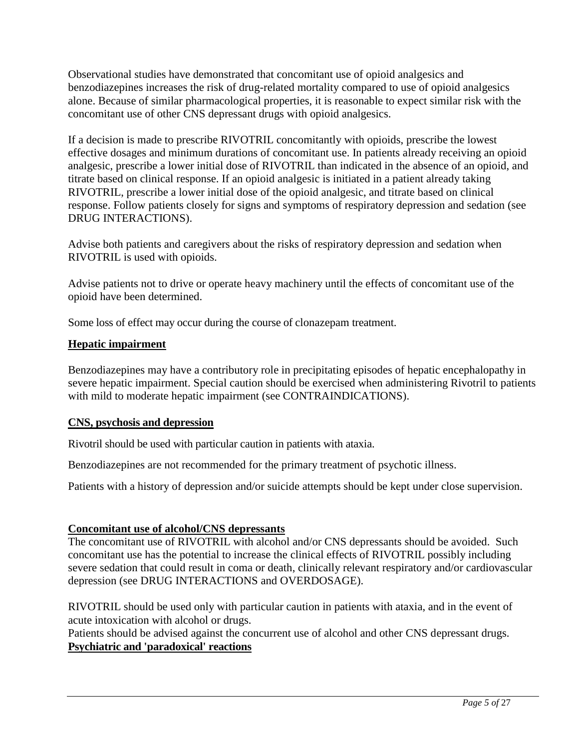Observational studies have demonstrated that concomitant use of opioid analgesics and benzodiazepines increases the risk of drug-related mortality compared to use of opioid analgesics alone. Because of similar pharmacological properties, it is reasonable to expect similar risk with the concomitant use of other CNS depressant drugs with opioid analgesics.

If a decision is made to prescribe RIVOTRIL concomitantly with opioids, prescribe the lowest effective dosages and minimum durations of concomitant use. In patients already receiving an opioid analgesic, prescribe a lower initial dose of RIVOTRIL than indicated in the absence of an opioid, and titrate based on clinical response. If an opioid analgesic is initiated in a patient already taking RIVOTRIL, prescribe a lower initial dose of the opioid analgesic, and titrate based on clinical response. Follow patients closely for signs and symptoms of respiratory depression and sedation (see DRUG INTERACTIONS).

Advise both patients and caregivers about the risks of respiratory depression and sedation when RIVOTRIL is used with opioids.

Advise patients not to drive or operate heavy machinery until the effects of concomitant use of the opioid have been determined.

Some loss of effect may occur during the course of clonazepam treatment.

**Hepatic impairment**

Benzodiazepines may have a contributory role in precipitating episodes of hepatic encephalopathy in severe hepatic impairment. Special caution should be exercised when administering Rivotril to patients with mild to moderate hepatic impairment (see CONTRAINDICATIONS).

**CNS, psychosis and depression**

Rivotril should be used with particular caution in patients with ataxia.

Benzodiazepines are not recommended for the primary treatment of psychotic illness.

Patients with a history of depression and/or suicide attempts should be kept under close supervision.

**Concomitant use of alcohol/CNS depressants**

The concomitant use of RIVOTRIL with alcohol and/or CNS depressants should be avoided. Such concomitant use has the potential to increase the clinical effects of RIVOTRIL possibly including severe sedation that could result in coma or death, clinically relevant respiratory and/or cardiovascular depression (see DRUG INTERACTIONS and OVERDOSAGE).

RIVOTRIL should be used only with particular caution in patients with ataxia, and in the event of acute intoxication with alcohol or drugs.

Patients should be advised against the concurrent use of alcohol and other CNS depressant drugs.

**Psychiatric and 'paradoxical' reactions**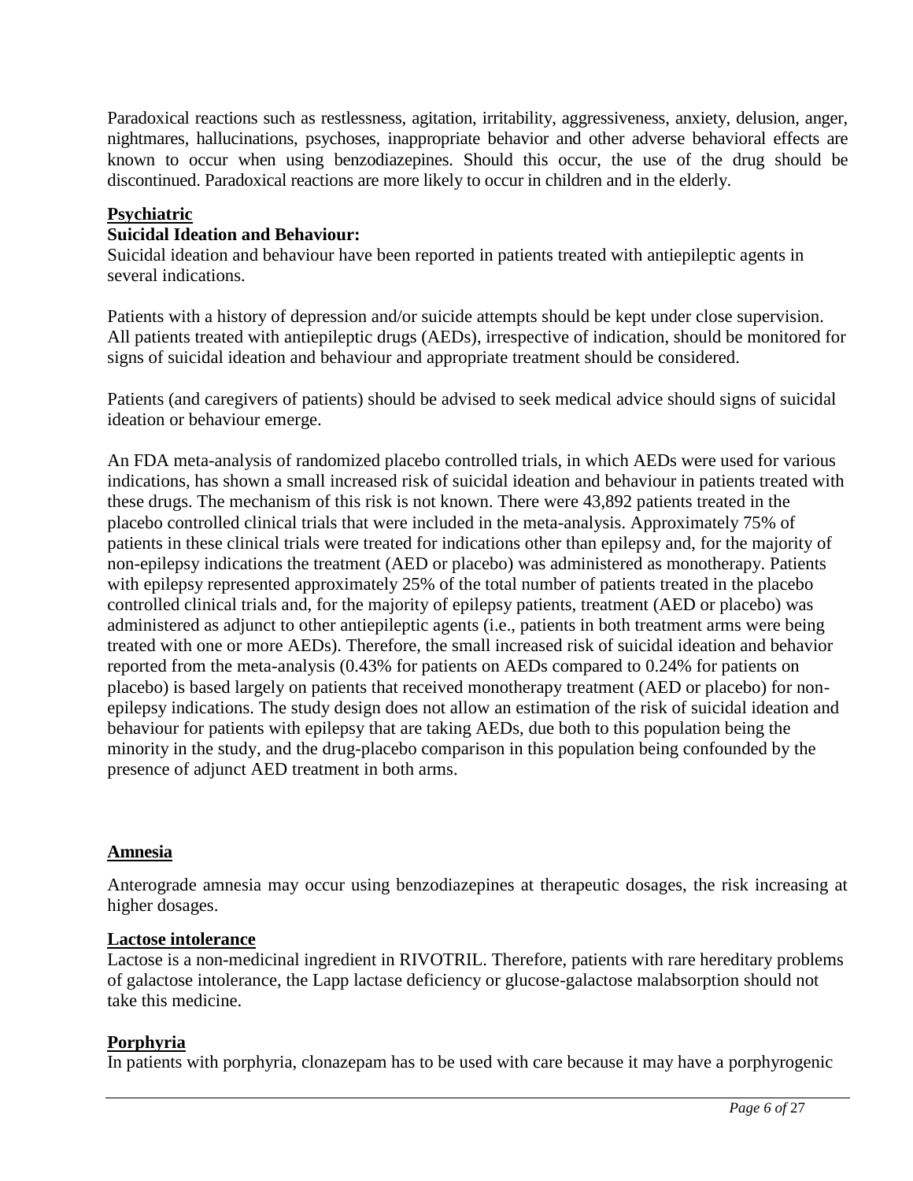Paradoxical reactions such as restlessness, agitation, irritability, aggressiveness, anxiety, delusion, anger, nightmares, hallucinations, psychoses, inappropriate behavior and other adverse behavioral effects are known to occur when using benzodiazepines. Should this occur, the use of the drug should be discontinued. Paradoxical reactions are more likely to occur in children and in the elderly.

**Psychiatric**

**Suicidal Ideation and Behaviour:**

Suicidal ideation and behaviour have been reported in patients treated with antiepileptic agents in several indications.

Patients with a history of depression and/or suicide attempts should be kept under close supervision. All patients treated with antiepileptic drugs (AEDs), irrespective of indication, should be monitored for signs of suicidal ideation and behaviour and appropriate treatment should be considered.

Patients (and caregivers of patients) should be advised to seek medical advice should signs of suicidal ideation or behaviour emerge.

An FDA meta-analysis of randomized placebo controlled trials, in which AEDs were used for various indications, has shown a small increased risk of suicidal ideation and behaviour in patients treated with these drugs. The mechanism of this risk is not known. There were 43,892 patients treated in the placebo controlled clinical trials that were included in the meta-analysis. Approximately 75% of patients in these clinical trials were treated for indications other than epilepsy and, for the majority of non-epilepsy indications the treatment (AED or placebo) was administered as monotherapy. Patients with epilepsy represented approximately 25% of the total number of patients treated in the placebo controlled clinical trials and, for the majority of epilepsy patients, treatment (AED or placebo) was administered as adjunct to other antiepileptic agents (i.e., patients in both treatment arms were being treated with one or more AEDs). Therefore, the small increased risk of suicidal ideation and behavior reported from the meta-analysis (0.43% for patients on AEDs compared to 0.24% for patients on placebo) is based largely on patients that received monotherapy treatment (AED or placebo) for non-epilepsy indications. The study design does not allow an estimation of the risk of suicidal ideation and behaviour for patients with epilepsy that are taking AEDs, due both to this population being the minority in the study, and the drug-placebo comparison in this population being confounded by the presence of adjunct AED treatment in both arms.

**Amnesia**

Anterograde amnesia may occur using benzodiazepines at therapeutic dosages, the risk increasing at higher dosages.

**Lactose intolerance**

Lactose is a non-medicinal ingredient in RIVOTRIL. Therefore, patients with rare hereditary problems of galactose intolerance, the Lapp lactase deficiency or glucose-galactose malabsorption should not take this medicine.

**Porphyria**

In patients with porphyria, clonazepam has to be used with care because it may have a porphyrogenic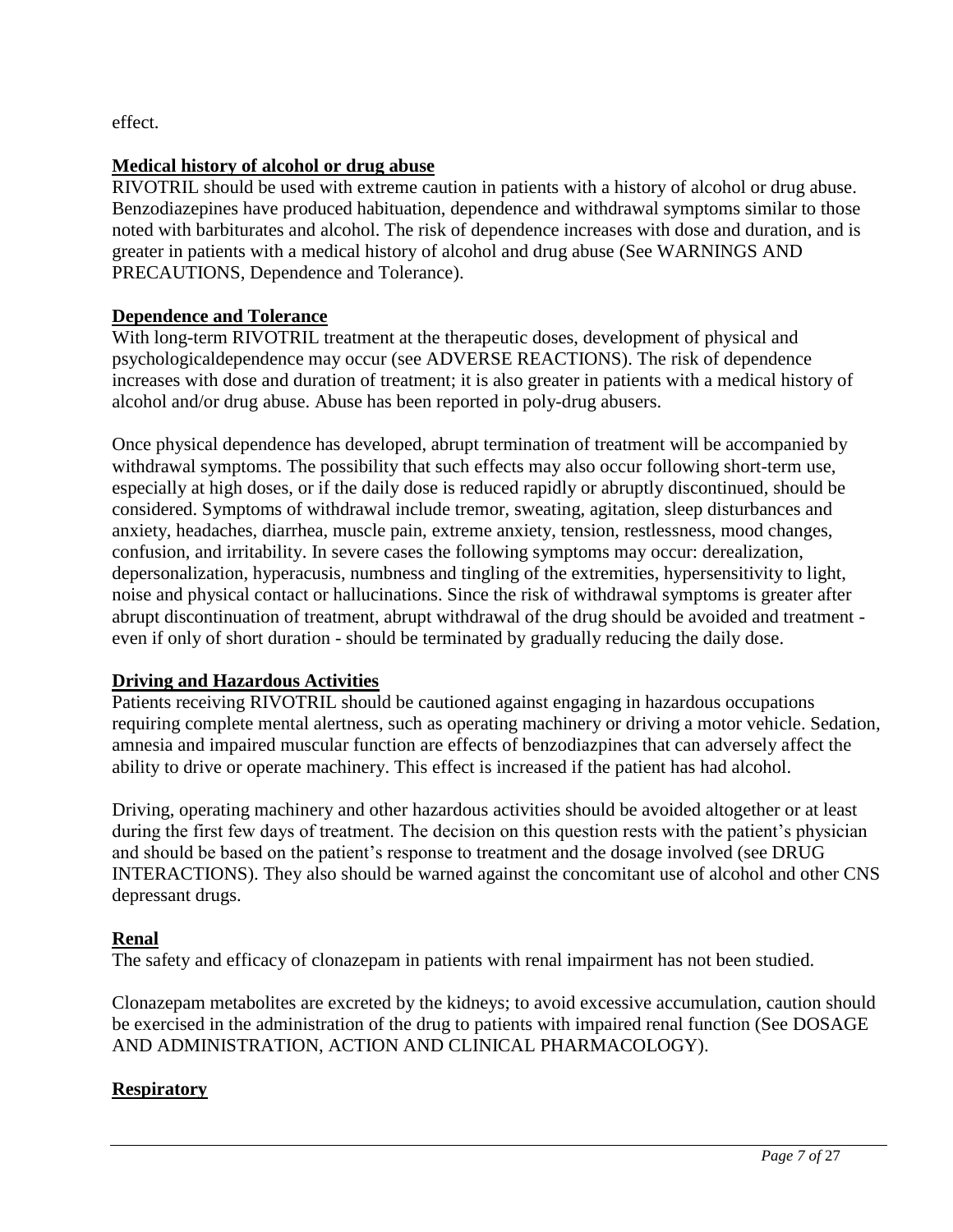effect.

**Medical history of alcohol or drug abuse**

RIVOTRIL should be used with extreme caution in patients with a history of alcohol or drug abuse. Benzodiazepines have produced habituation, dependence and withdrawal symptoms similar to those noted with barbiturates and alcohol. The risk of dependence increases with dose and duration, and is greater in patients with a medical history of alcohol and drug abuse (See WARNINGS AND PRECAUTIONS, Dependence and Tolerance).

**Dependence and Tolerance**

With long-term RIVOTRIL treatment at the therapeutic doses, development of physical and psychologicaldependence may occur (see ADVERSE REACTIONS). The risk of dependence increases with dose and duration of treatment; it is also greater in patients with a medical history of alcohol and/or drug abuse. Abuse has been reported in poly-drug abusers.

Once physical dependence has developed, abrupt termination of treatment will be accompanied by withdrawal symptoms. The possibility that such effects may also occur following short-term use, especially at high doses, or if the daily dose is reduced rapidly or abruptly discontinued, should be considered. Symptoms of withdrawal include tremor, sweating, agitation, sleep disturbances and anxiety, headaches, diarrhea, muscle pain, extreme anxiety, tension, restlessness, mood changes, confusion, and irritability. In severe cases the following symptoms may occur: derealization, depersonalization, hyperacusis, numbness and tingling of the extremities, hypersensitivity to light, noise and physical contact or hallucinations. Since the risk of withdrawal symptoms is greater after abrupt discontinuation of treatment, abrupt withdrawal of the drug should be avoided and treatment - even if only of short duration - should be terminated by gradually reducing the daily dose.

**Driving and Hazardous Activities**

Patients receiving RIVOTRIL should be cautioned against engaging in hazardous occupations requiring complete mental alertness, such as operating machinery or driving a motor vehicle. Sedation, amnesia and impaired muscular function are effects of benzodiazpines that can adversely affect the ability to drive or operate machinery. This effect is increased if the patient has had alcohol.

Driving, operating machinery and other hazardous activities should be avoided altogether or at least during the first few days of treatment. The decision on this question rests with the patient's physician and should be based on the patient's response to treatment and the dosage involved (see DRUG INTERACTIONS). They also should be warned against the concomitant use of alcohol and other CNS depressant drugs.

**Renal**

The safety and efficacy of clonazepam in patients with renal impairment has not been studied.

Clonazepam metabolites are excreted by the kidneys; to avoid excessive accumulation, caution should be exercised in the administration of the drug to patients with impaired renal function (See DOSAGE AND ADMINISTRATION, ACTION AND CLINICAL PHARMACOLOGY).

**Respiratory**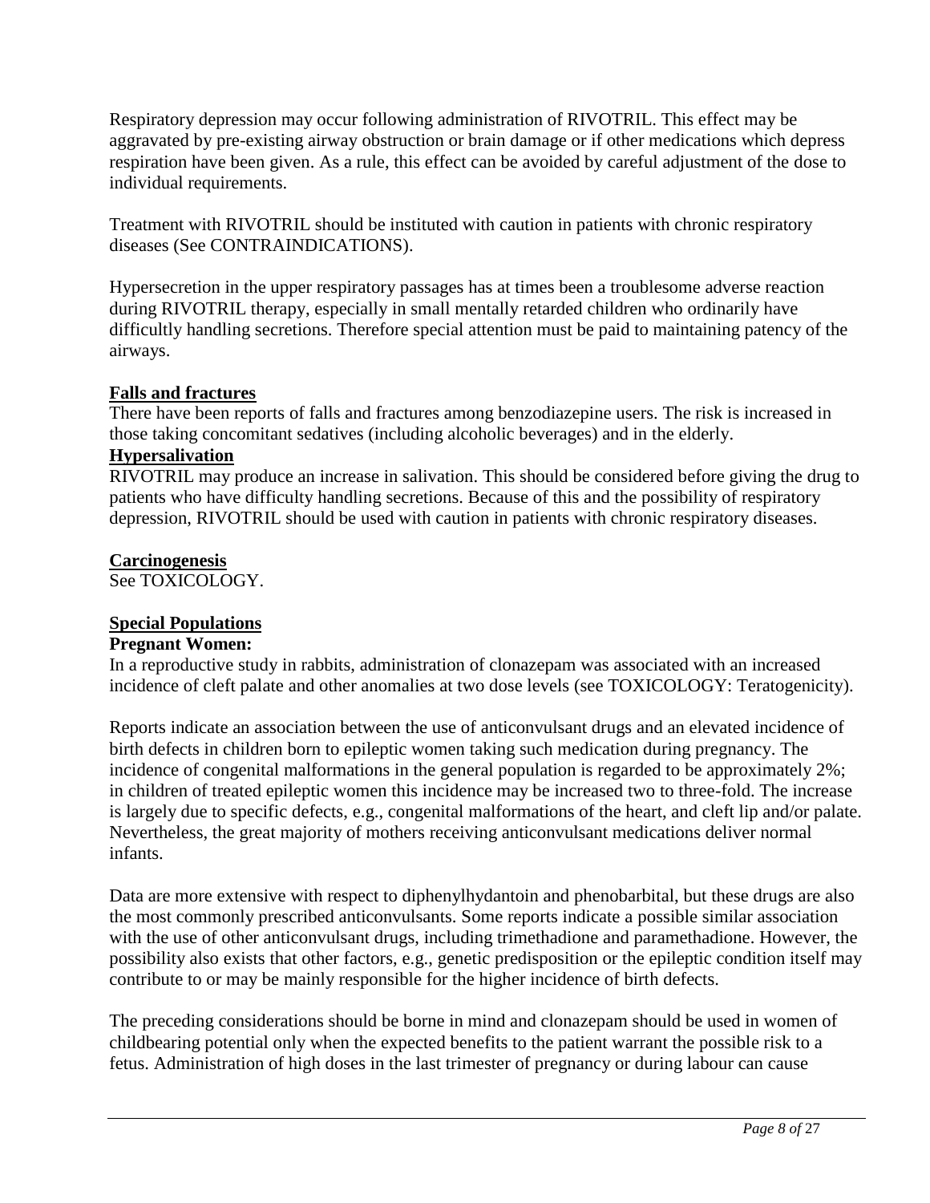Respiratory depression may occur following administration of RIVOTRIL. This effect may be aggravated by pre-existing airway obstruction or brain damage or if other medications which depress respiration have been given. As a rule, this effect can be avoided by careful adjustment of the dose to individual requirements.

Treatment with RIVOTRIL should be instituted with caution in patients with chronic respiratory diseases (See CONTRAINDICATIONS).

Hypersecretion in the upper respiratory passages has at times been a troublesome adverse reaction during RIVOTRIL therapy, especially in small mentally retarded children who ordinarily have difficultly handling secretions. Therefore special attention must be paid to maintaining patency of the airways.

**Falls and fractures**

There have been reports of falls and fractures among benzodiazepine users. The risk is increased in those taking concomitant sedatives (including alcoholic beverages) and in the elderly.

**Hypersalivation**

RIVOTRIL may produce an increase in salivation. This should be considered before giving the drug to patients who have difficulty handling secretions. Because of this and the possibility of respiratory depression, RIVOTRIL should be used with caution in patients with chronic respiratory diseases.

**Carcinogenesis**

See TOXICOLOGY.

**Special Populations**

**Pregnant Women:**

In a reproductive study in rabbits, administration of clonazepam was associated with an increased incidence of cleft palate and other anomalies at two dose levels (see TOXICOLOGY: Teratogenicity).

Reports indicate an association between the use of anticonvulsant drugs and an elevated incidence of birth defects in children born to epileptic women taking such medication during pregnancy. The incidence of congenital malformations in the general population is regarded to be approximately 2%; in children of treated epileptic women this incidence may be increased two to three-fold. The increase is largely due to specific defects, e.g., congenital malformations of the heart, and cleft lip and/or palate. Nevertheless, the great majority of mothers receiving anticonvulsant medications deliver normal infants.

Data are more extensive with respect to diphenylhydantoin and phenobarbital, but these drugs are also the most commonly prescribed anticonvulsants. Some reports indicate a possible similar association with the use of other anticonvulsant drugs, including trimethadione and paramethadione. However, the possibility also exists that other factors, e.g., genetic predisposition or the epileptic condition itself may contribute to or may be mainly responsible for the higher incidence of birth defects.

The preceding considerations should be borne in mind and clonazepam should be used in women of childbearing potential only when the expected benefits to the patient warrant the possible risk to a fetus. Administration of high doses in the last trimester of pregnancy or during labour can cause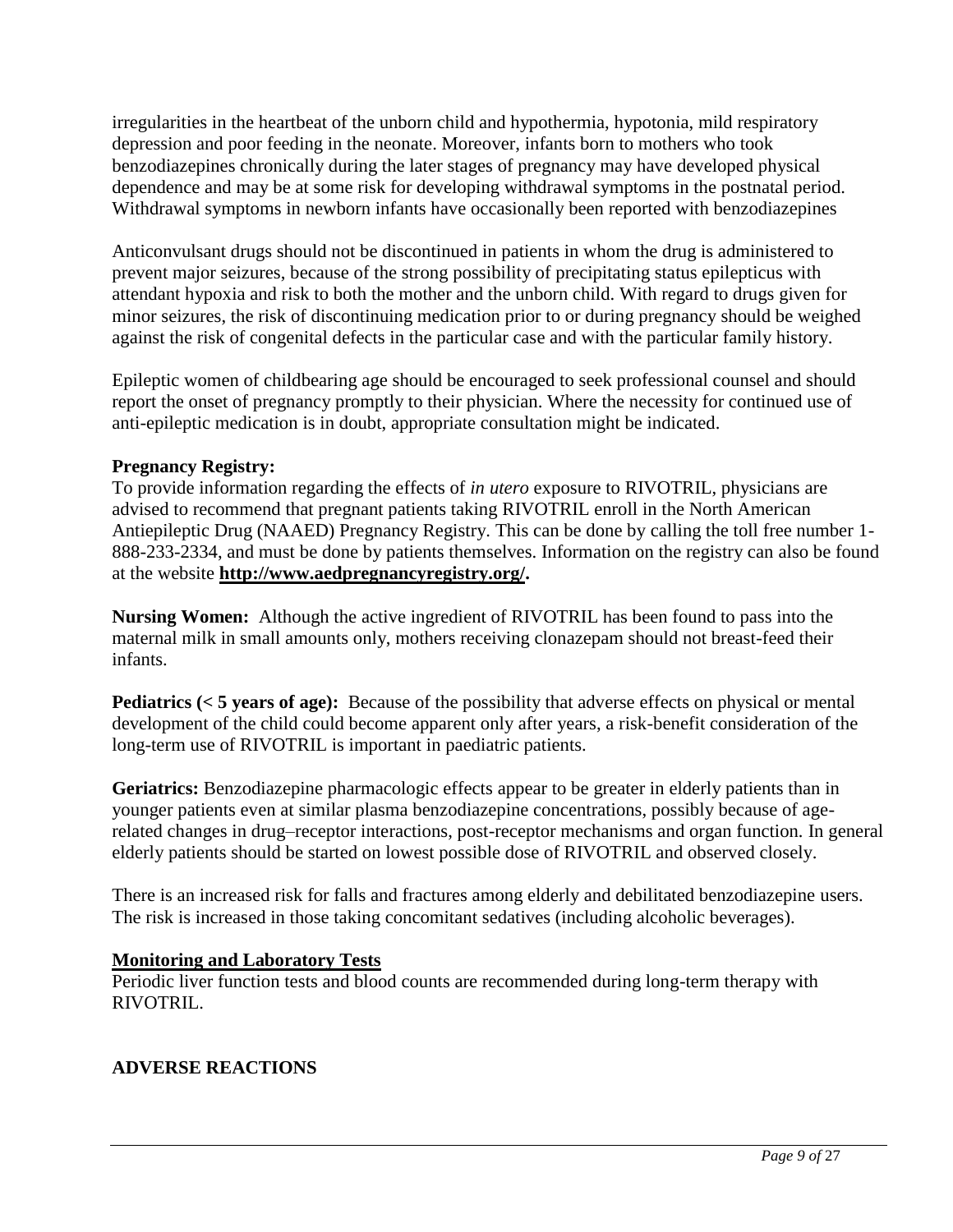irregularities in the heartbeat of the unborn child and hypothermia, hypotonia, mild respiratory depression and poor feeding in the neonate. Moreover, infants born to mothers who took benzodiazepines chronically during the later stages of pregnancy may have developed physical dependence and may be at some risk for developing withdrawal symptoms in the postnatal period. Withdrawal symptoms in newborn infants have occasionally been reported with benzodiazepines

Anticonvulsant drugs should not be discontinued in patients in whom the drug is administered to prevent major seizures, because of the strong possibility of precipitating status epilepticus with attendant hypoxia and risk to both the mother and the unborn child. With regard to drugs given for minor seizures, the risk of discontinuing medication prior to or during pregnancy should be weighed against the risk of congenital defects in the particular case and with the particular family history.

Epileptic women of childbearing age should be encouraged to seek professional counsel and should report the onset of pregnancy promptly to their physician. Where the necessity for continued use of anti-epileptic medication is in doubt, appropriate consultation might be indicated.

**Pregnancy Registry:**
To provide information regarding the effects of *in utero* exposure to RIVOTRIL, physicians are advised to recommend that pregnant patients taking RIVOTRIL enroll in the North American Antiepileptic Drug (NAAED) Pregnancy Registry. This can be done by calling the toll free number 1-888-233-2334, and must be done by patients themselves. Information on the registry can also be found at the website **http://www.aedpregnancyregistry.org/.**

**Nursing Women:** Although the active ingredient of RIVOTRIL has been found to pass into the maternal milk in small amounts only, mothers receiving clonazepam should not breast-feed their infants.

**Pediatrics (< 5 years of age):** Because of the possibility that adverse effects on physical or mental development of the child could become apparent only after years, a risk-benefit consideration of the long-term use of RIVOTRIL is important in paediatric patients.

**Geriatrics:** Benzodiazepine pharmacologic effects appear to be greater in elderly patients than in younger patients even at similar plasma benzodiazepine concentrations, possibly because of age-related changes in drug–receptor interactions, post-receptor mechanisms and organ function. In general elderly patients should be started on lowest possible dose of RIVOTRIL and observed closely.

There is an increased risk for falls and fractures among elderly and debilitated benzodiazepine users. The risk is increased in those taking concomitant sedatives (including alcoholic beverages).

**Monitoring and Laboratory Tests**
Periodic liver function tests and blood counts are recommended during long-term therapy with RIVOTRIL.

## ADVERSE REACTIONS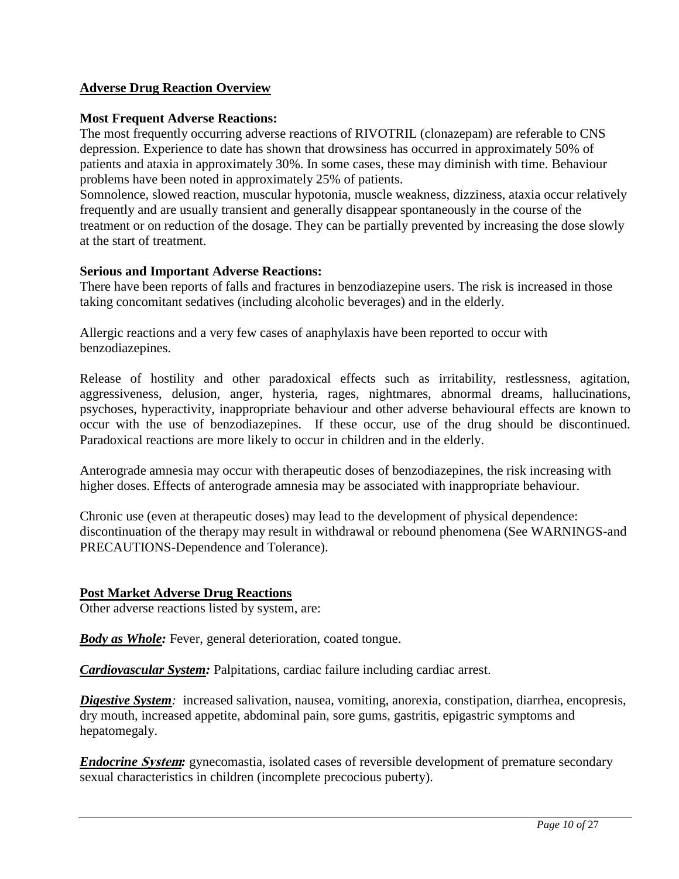## Adverse Drug Reaction Overview

### Most Frequent Adverse Reactions:

The most frequently occurring adverse reactions of RIVOTRIL (clonazepam) are referable to CNS depression. Experience to date has shown that drowsiness has occurred in approximately 50% of patients and ataxia in approximately 30%. In some cases, these may diminish with time. Behaviour problems have been noted in approximately 25% of patients.

Somnolence, slowed reaction, muscular hypotonia, muscle weakness, dizziness, ataxia occur relatively frequently and are usually transient and generally disappear spontaneously in the course of the treatment or on reduction of the dosage. They can be partially prevented by increasing the dose slowly at the start of treatment.

### Serious and Important Adverse Reactions:

There have been reports of falls and fractures in benzodiazepine users. The risk is increased in those taking concomitant sedatives (including alcoholic beverages) and in the elderly.

Allergic reactions and a very few cases of anaphylaxis have been reported to occur with benzodiazepines.

Release of hostility and other paradoxical effects such as irritability, restlessness, agitation, aggressiveness, delusion, anger, hysteria, rages, nightmares, abnormal dreams, hallucinations, psychoses, hyperactivity, inappropriate behaviour and other adverse behavioural effects are known to occur with the use of benzodiazepines. If these occur, use of the drug should be discontinued. Paradoxical reactions are more likely to occur in children and in the elderly.

Anterograde amnesia may occur with therapeutic doses of benzodiazepines, the risk increasing with higher doses. Effects of anterograde amnesia may be associated with inappropriate behaviour.

Chronic use (even at therapeutic doses) may lead to the development of physical dependence: discontinuation of the therapy may result in withdrawal or rebound phenomena (See WARNINGS-and PRECAUTIONS-Dependence and Tolerance).

## Post Market Adverse Drug Reactions

Other adverse reactions listed by system, are:

***Body as Whole:*** Fever, general deterioration, coated tongue.

***Cardiovascular System:*** Palpitations, cardiac failure including cardiac arrest.

***Digestive System:*** increased salivation, nausea, vomiting, anorexia, constipation, diarrhea, encopresis, dry mouth, increased appetite, abdominal pain, sore gums, gastritis, epigastric symptoms and hepatomegaly.

***Endocrine System:*** gynecomastia, isolated cases of reversible development of premature secondary sexual characteristics in children (incomplete precocious puberty).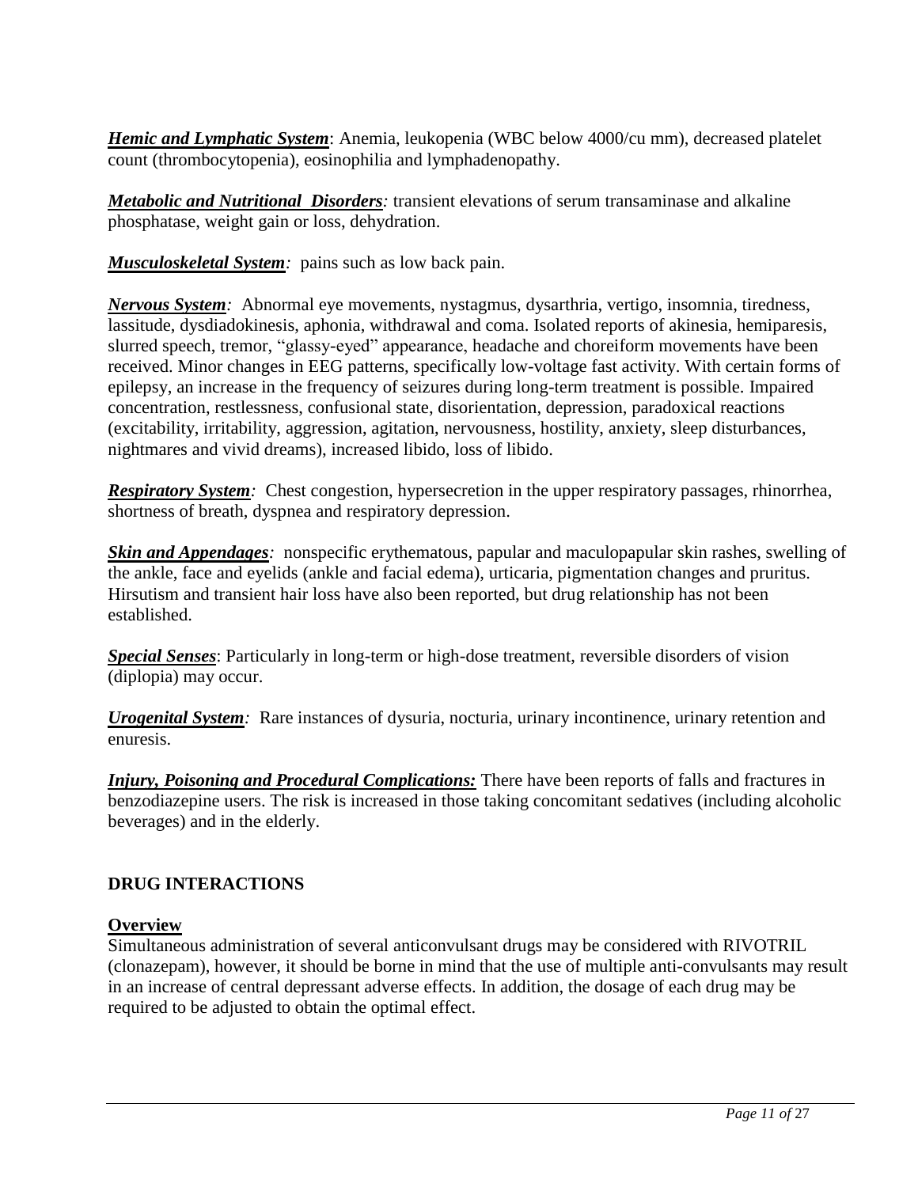***Hemic and Lymphatic System***: Anemia, leukopenia (WBC below 4000/cu mm), decreased platelet count (thrombocytopenia), eosinophilia and lymphadenopathy.

***Metabolic and Nutritional Disorders****:* transient elevations of serum transaminase and alkaline phosphatase, weight gain or loss, dehydration.

***Musculoskeletal System****:* pains such as low back pain.

***Nervous System****:* Abnormal eye movements, nystagmus, dysarthria, vertigo, insomnia, tiredness, lassitude, dysdiadokinesis, aphonia, withdrawal and coma. Isolated reports of akinesia, hemiparesis, slurred speech, tremor, "glassy-eyed" appearance, headache and choreiform movements have been received. Minor changes in EEG patterns, specifically low-voltage fast activity. With certain forms of epilepsy, an increase in the frequency of seizures during long-term treatment is possible. Impaired concentration, restlessness, confusional state, disorientation, depression, paradoxical reactions (excitability, irritability, aggression, agitation, nervousness, hostility, anxiety, sleep disturbances, nightmares and vivid dreams), increased libido, loss of libido.

***Respiratory System****:* Chest congestion, hypersecretion in the upper respiratory passages, rhinorrhea, shortness of breath, dyspnea and respiratory depression.

***Skin and Appendages****:* nonspecific erythematous, papular and maculopapular skin rashes, swelling of the ankle, face and eyelids (ankle and facial edema), urticaria, pigmentation changes and pruritus. Hirsutism and transient hair loss have also been reported, but drug relationship has not been established.

***Special Senses***: Particularly in long-term or high-dose treatment, reversible disorders of vision (diplopia) may occur.

***Urogenital System****:* Rare instances of dysuria, nocturia, urinary incontinence, urinary retention and enuresis.

***Injury, Poisoning and Procedural Complications:*** There have been reports of falls and fractures in benzodiazepine users. The risk is increased in those taking concomitant sedatives (including alcoholic beverages) and in the elderly.

## DRUG INTERACTIONS

### Overview

Simultaneous administration of several anticonvulsant drugs may be considered with RIVOTRIL (clonazepam), however, it should be borne in mind that the use of multiple anti-convulsants may result in an increase of central depressant adverse effects. In addition, the dosage of each drug may be required to be adjusted to obtain the optimal effect.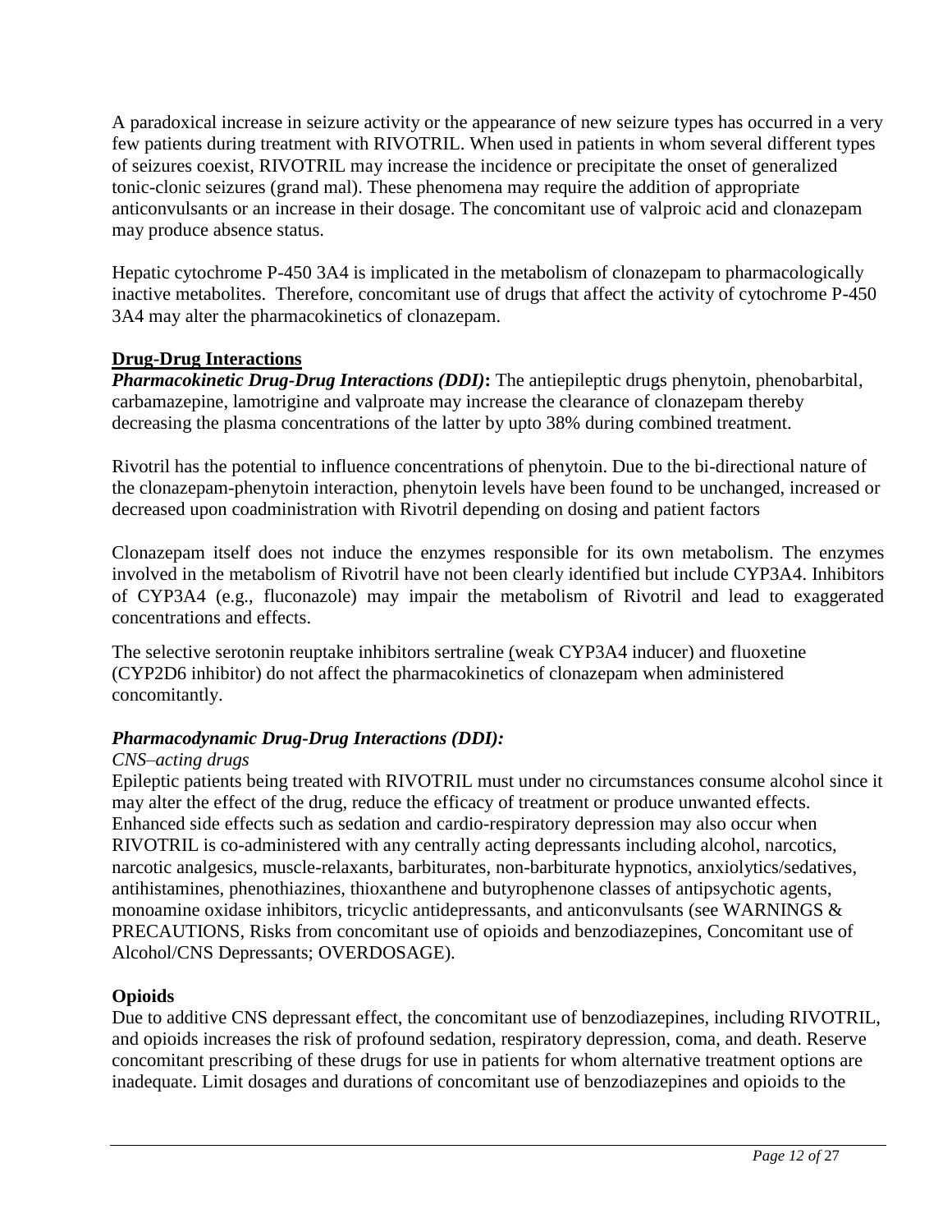A paradoxical increase in seizure activity or the appearance of new seizure types has occurred in a very few patients during treatment with RIVOTRIL. When used in patients in whom several different types of seizures coexist, RIVOTRIL may increase the incidence or precipitate the onset of generalized tonic-clonic seizures (grand mal). These phenomena may require the addition of appropriate anticonvulsants or an increase in their dosage. The concomitant use of valproic acid and clonazepam may produce absence status.

Hepatic cytochrome P-450 3A4 is implicated in the metabolism of clonazepam to pharmacologically inactive metabolites. Therefore, concomitant use of drugs that affect the activity of cytochrome P-450 3A4 may alter the pharmacokinetics of clonazepam.

## Drug-Drug Interactions

***Pharmacokinetic Drug-Drug Interactions (DDI)*:** The antiepileptic drugs phenytoin, phenobarbital, carbamazepine, lamotrigine and valproate may increase the clearance of clonazepam thereby decreasing the plasma concentrations of the latter by upto 38% during combined treatment.

Rivotril has the potential to influence concentrations of phenytoin. Due to the bi-directional nature of the clonazepam-phenytoin interaction, phenytoin levels have been found to be unchanged, increased or decreased upon coadministration with Rivotril depending on dosing and patient factors

Clonazepam itself does not induce the enzymes responsible for its own metabolism. The enzymes involved in the metabolism of Rivotril have not been clearly identified but include CYP3A4. Inhibitors of CYP3A4 (e.g., fluconazole) may impair the metabolism of Rivotril and lead to exaggerated concentrations and effects.

The selective serotonin reuptake inhibitors sertraline (weak CYP3A4 inducer) and fluoxetine (CYP2D6 inhibitor) do not affect the pharmacokinetics of clonazepam when administered concomitantly.

***Pharmacodynamic Drug-Drug Interactions (DDI):***

*CNS–acting drugs*

Epileptic patients being treated with RIVOTRIL must under no circumstances consume alcohol since it may alter the effect of the drug, reduce the efficacy of treatment or produce unwanted effects. Enhanced side effects such as sedation and cardio-respiratory depression may also occur when RIVOTRIL is co-administered with any centrally acting depressants including alcohol, narcotics, narcotic analgesics, muscle-relaxants, barbiturates, non-barbiturate hypnotics, anxiolytics/sedatives, antihistamines, phenothiazines, thioxanthene and butyrophenone classes of antipsychotic agents, monoamine oxidase inhibitors, tricyclic antidepressants, and anticonvulsants (see WARNINGS & PRECAUTIONS, Risks from concomitant use of opioids and benzodiazepines, Concomitant use of Alcohol/CNS Depressants; OVERDOSAGE).

**Opioids**

Due to additive CNS depressant effect, the concomitant use of benzodiazepines, including RIVOTRIL, and opioids increases the risk of profound sedation, respiratory depression, coma, and death. Reserve concomitant prescribing of these drugs for use in patients for whom alternative treatment options are inadequate. Limit dosages and durations of concomitant use of benzodiazepines and opioids to the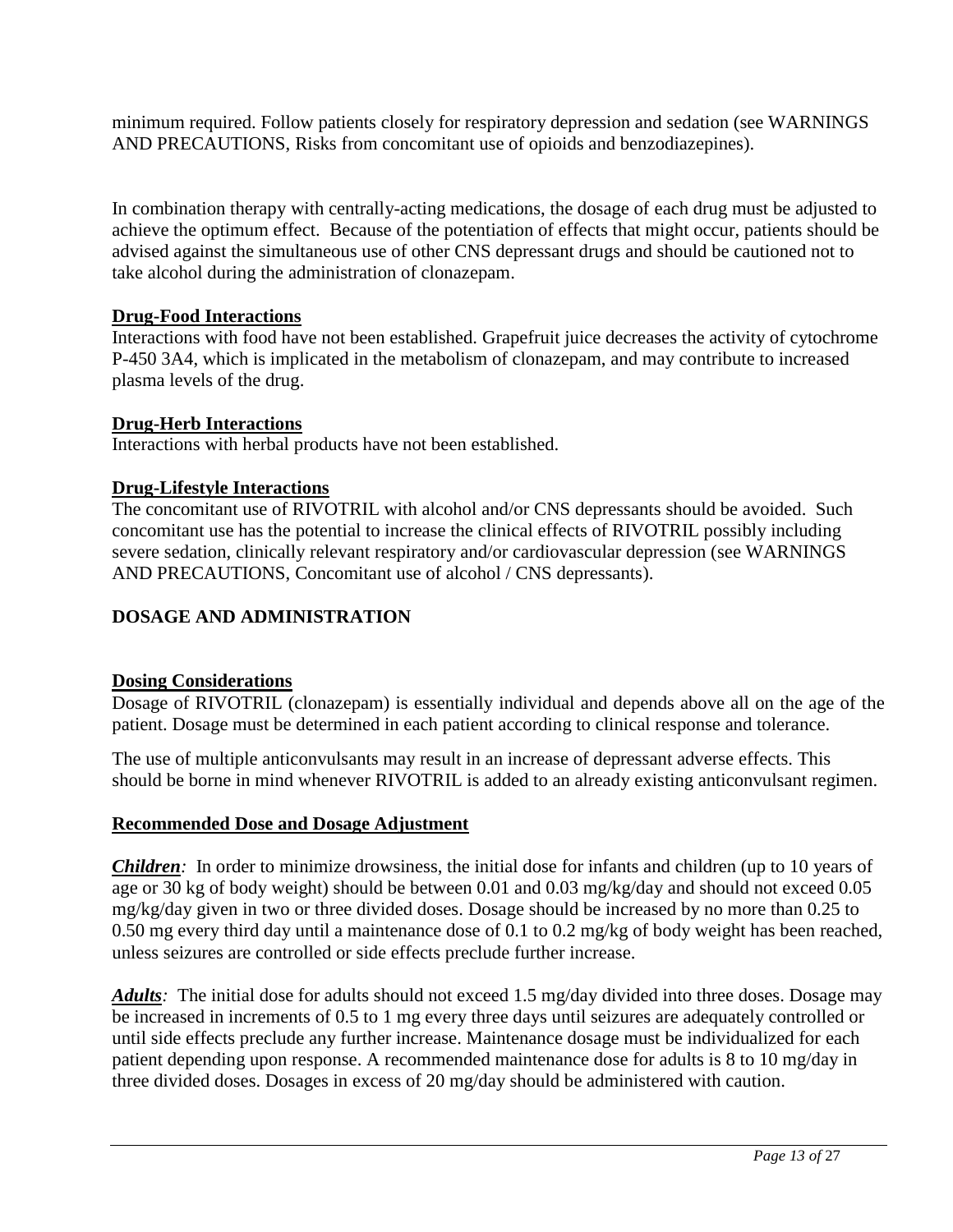minimum required. Follow patients closely for respiratory depression and sedation (see WARNINGS AND PRECAUTIONS, Risks from concomitant use of opioids and benzodiazepines).

In combination therapy with centrally-acting medications, the dosage of each drug must be adjusted to achieve the optimum effect. Because of the potentiation of effects that might occur, patients should be advised against the simultaneous use of other CNS depressant drugs and should be cautioned not to take alcohol during the administration of clonazepam.

**Drug-Food Interactions**

Interactions with food have not been established. Grapefruit juice decreases the activity of cytochrome P-450 3A4, which is implicated in the metabolism of clonazepam, and may contribute to increased plasma levels of the drug.

**Drug-Herb Interactions**

Interactions with herbal products have not been established.

**Drug-Lifestyle Interactions**

The concomitant use of RIVOTRIL with alcohol and/or CNS depressants should be avoided. Such concomitant use has the potential to increase the clinical effects of RIVOTRIL possibly including severe sedation, clinically relevant respiratory and/or cardiovascular depression (see WARNINGS AND PRECAUTIONS, Concomitant use of alcohol / CNS depressants).

## DOSAGE AND ADMINISTRATION

**Dosing Considerations**

Dosage of RIVOTRIL (clonazepam) is essentially individual and depends above all on the age of the patient. Dosage must be determined in each patient according to clinical response and tolerance.

The use of multiple anticonvulsants may result in an increase of depressant adverse effects. This should be borne in mind whenever RIVOTRIL is added to an already existing anticonvulsant regimen.

**Recommended Dose and Dosage Adjustment**

***Children****:* In order to minimize drowsiness, the initial dose for infants and children (up to 10 years of age or 30 kg of body weight) should be between 0.01 and 0.03 mg/kg/day and should not exceed 0.05 mg/kg/day given in two or three divided doses. Dosage should be increased by no more than 0.25 to 0.50 mg every third day until a maintenance dose of 0.1 to 0.2 mg/kg of body weight has been reached, unless seizures are controlled or side effects preclude further increase.

***Adults****:* The initial dose for adults should not exceed 1.5 mg/day divided into three doses. Dosage may be increased in increments of 0.5 to 1 mg every three days until seizures are adequately controlled or until side effects preclude any further increase. Maintenance dosage must be individualized for each patient depending upon response. A recommended maintenance dose for adults is 8 to 10 mg/day in three divided doses. Dosages in excess of 20 mg/day should be administered with caution.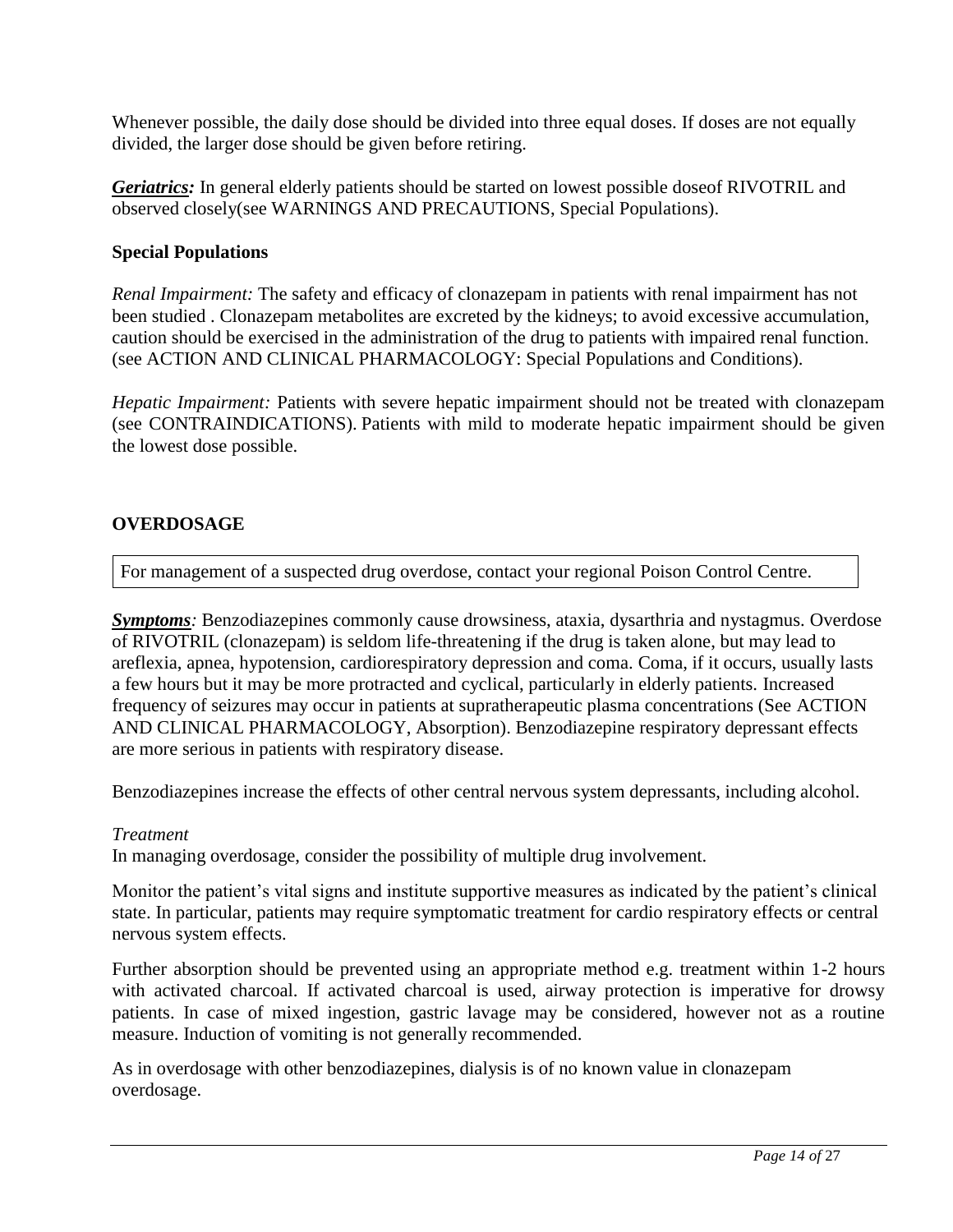Whenever possible, the daily dose should be divided into three equal doses. If doses are not equally divided, the larger dose should be given before retiring.

***Geriatrics:*** In general elderly patients should be started on lowest possible doseof RIVOTRIL and observed closely(see WARNINGS AND PRECAUTIONS, Special Populations).

**Special Populations**

*Renal Impairment:* The safety and efficacy of clonazepam in patients with renal impairment has not been studied . Clonazepam metabolites are excreted by the kidneys; to avoid excessive accumulation, caution should be exercised in the administration of the drug to patients with impaired renal function. (see ACTION AND CLINICAL PHARMACOLOGY: Special Populations and Conditions).

*Hepatic Impairment:* Patients with severe hepatic impairment should not be treated with clonazepam (see CONTRAINDICATIONS). Patients with mild to moderate hepatic impairment should be given the lowest dose possible.

## OVERDOSAGE

| For management of a suspected drug overdose, contact your regional Poison Control Centre. |
|---|

***Symptoms****:* Benzodiazepines commonly cause drowsiness, ataxia, dysarthria and nystagmus. Overdose of RIVOTRIL (clonazepam) is seldom life-threatening if the drug is taken alone, but may lead to areflexia, apnea, hypotension, cardiorespiratory depression and coma. Coma, if it occurs, usually lasts a few hours but it may be more protracted and cyclical, particularly in elderly patients. Increased frequency of seizures may occur in patients at supratherapeutic plasma concentrations (See ACTION AND CLINICAL PHARMACOLOGY, Absorption). Benzodiazepine respiratory depressant effects are more serious in patients with respiratory disease.

Benzodiazepines increase the effects of other central nervous system depressants, including alcohol.

*Treatment*

In managing overdosage, consider the possibility of multiple drug involvement.

Monitor the patient's vital signs and institute supportive measures as indicated by the patient's clinical state. In particular, patients may require symptomatic treatment for cardio respiratory effects or central nervous system effects.

Further absorption should be prevented using an appropriate method e.g. treatment within 1-2 hours with activated charcoal. If activated charcoal is used, airway protection is imperative for drowsy patients. In case of mixed ingestion, gastric lavage may be considered, however not as a routine measure. Induction of vomiting is not generally recommended.

As in overdosage with other benzodiazepines, dialysis is of no known value in clonazepam overdosage.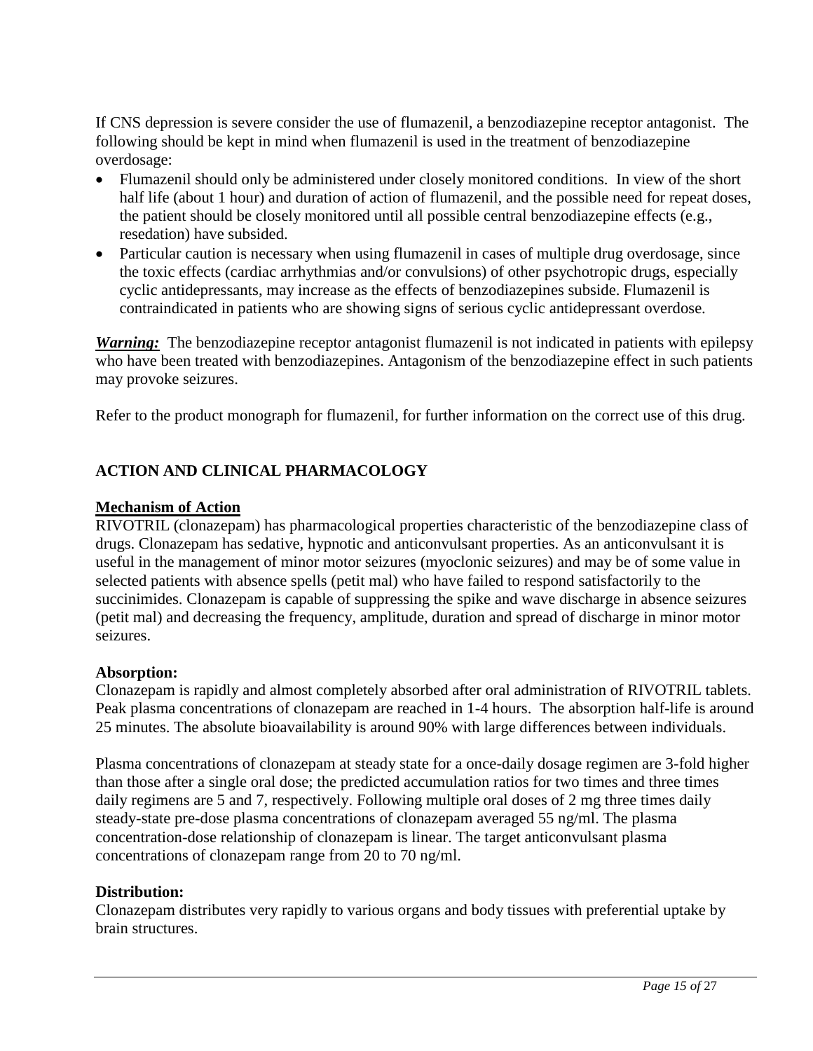If CNS depression is severe consider the use of flumazenil, a benzodiazepine receptor antagonist. The following should be kept in mind when flumazenil is used in the treatment of benzodiazepine overdosage:

- Flumazenil should only be administered under closely monitored conditions. In view of the short half life (about 1 hour) and duration of action of flumazenil, and the possible need for repeat doses, the patient should be closely monitored until all possible central benzodiazepine effects (e.g., resedation) have subsided.
- Particular caution is necessary when using flumazenil in cases of multiple drug overdosage, since the toxic effects (cardiac arrhythmias and/or convulsions) of other psychotropic drugs, especially cyclic antidepressants, may increase as the effects of benzodiazepines subside. Flumazenil is contraindicated in patients who are showing signs of serious cyclic antidepressant overdose.

***Warning:*** The benzodiazepine receptor antagonist flumazenil is not indicated in patients with epilepsy who have been treated with benzodiazepines. Antagonism of the benzodiazepine effect in such patients may provoke seizures.

Refer to the product monograph for flumazenil, for further information on the correct use of this drug.

## ACTION AND CLINICAL PHARMACOLOGY

### Mechanism of Action

RIVOTRIL (clonazepam) has pharmacological properties characteristic of the benzodiazepine class of drugs. Clonazepam has sedative, hypnotic and anticonvulsant properties. As an anticonvulsant it is useful in the management of minor motor seizures (myoclonic seizures) and may be of some value in selected patients with absence spells (petit mal) who have failed to respond satisfactorily to the succinimides. Clonazepam is capable of suppressing the spike and wave discharge in absence seizures (petit mal) and decreasing the frequency, amplitude, duration and spread of discharge in minor motor seizures.

**Absorption:**

Clonazepam is rapidly and almost completely absorbed after oral administration of RIVOTRIL tablets. Peak plasma concentrations of clonazepam are reached in 1-4 hours. The absorption half-life is around 25 minutes. The absolute bioavailability is around 90% with large differences between individuals.

Plasma concentrations of clonazepam at steady state for a once-daily dosage regimen are 3-fold higher than those after a single oral dose; the predicted accumulation ratios for two times and three times daily regimens are 5 and 7, respectively. Following multiple oral doses of 2 mg three times daily steady-state pre-dose plasma concentrations of clonazepam averaged 55 ng/ml. The plasma concentration-dose relationship of clonazepam is linear. The target anticonvulsant plasma concentrations of clonazepam range from 20 to 70 ng/ml.

**Distribution:**

Clonazepam distributes very rapidly to various organs and body tissues with preferential uptake by brain structures.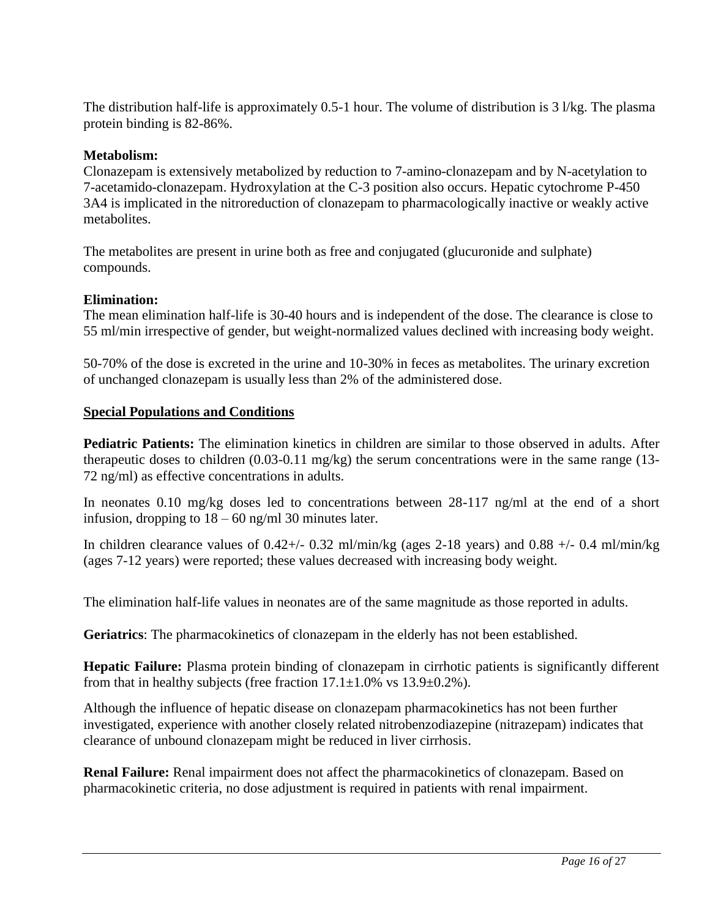The distribution half-life is approximately 0.5-1 hour. The volume of distribution is 3 l/kg. The plasma protein binding is 82-86%.

**Metabolism:**
Clonazepam is extensively metabolized by reduction to 7-amino-clonazepam and by N-acetylation to 7-acetamido-clonazepam. Hydroxylation at the C-3 position also occurs. Hepatic cytochrome P-450 3A4 is implicated in the nitroreduction of clonazepam to pharmacologically inactive or weakly active metabolites.

The metabolites are present in urine both as free and conjugated (glucuronide and sulphate) compounds.

**Elimination:**
The mean elimination half-life is 30-40 hours and is independent of the dose. The clearance is close to 55 ml/min irrespective of gender, but weight-normalized values declined with increasing body weight.

50-70% of the dose is excreted in the urine and 10-30% in feces as metabolites. The urinary excretion of unchanged clonazepam is usually less than 2% of the administered dose.

**Special Populations and Conditions**

**Pediatric Patients:** The elimination kinetics in children are similar to those observed in adults. After therapeutic doses to children (0.03-0.11 mg/kg) the serum concentrations were in the same range (13-72 ng/ml) as effective concentrations in adults.

In neonates 0.10 mg/kg doses led to concentrations between 28-117 ng/ml at the end of a short infusion, dropping to 18 – 60 ng/ml 30 minutes later.

In children clearance values of 0.42+/- 0.32 ml/min/kg (ages 2-18 years) and 0.88 +/- 0.4 ml/min/kg (ages 7-12 years) were reported; these values decreased with increasing body weight.

The elimination half-life values in neonates are of the same magnitude as those reported in adults.

**Geriatrics**: The pharmacokinetics of clonazepam in the elderly has not been established.

**Hepatic Failure:** Plasma protein binding of clonazepam in cirrhotic patients is significantly different from that in healthy subjects (free fraction $17.1\pm1.0\%$ vs $13.9\pm0.2\%$).

Although the influence of hepatic disease on clonazepam pharmacokinetics has not been further investigated, experience with another closely related nitrobenzodiazepine (nitrazepam) indicates that clearance of unbound clonazepam might be reduced in liver cirrhosis.

**Renal Failure:** Renal impairment does not affect the pharmacokinetics of clonazepam. Based on pharmacokinetic criteria, no dose adjustment is required in patients with renal impairment.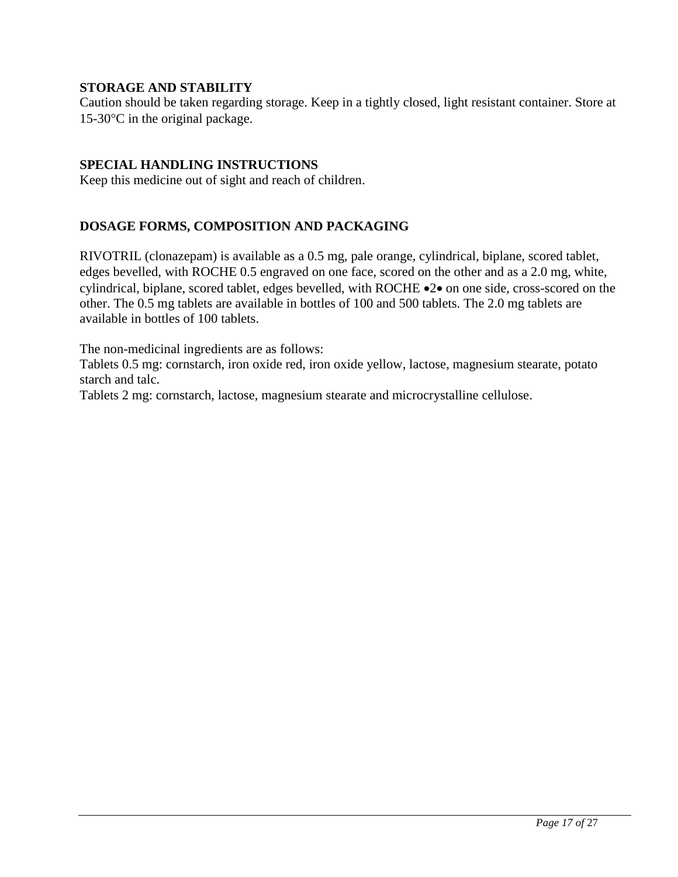## STORAGE AND STABILITY

Caution should be taken regarding storage. Keep in a tightly closed, light resistant container. Store at 15-30°C in the original package.

## SPECIAL HANDLING INSTRUCTIONS

Keep this medicine out of sight and reach of children.

## DOSAGE FORMS, COMPOSITION AND PACKAGING

RIVOTRIL (clonazepam) is available as a 0.5 mg, pale orange, cylindrical, biplane, scored tablet, edges bevelled, with ROCHE 0.5 engraved on one face, scored on the other and as a 2.0 mg, white, cylindrical, biplane, scored tablet, edges bevelled, with ROCHE •2• on one side, cross-scored on the other. The 0.5 mg tablets are available in bottles of 100 and 500 tablets. The 2.0 mg tablets are available in bottles of 100 tablets.

The non-medicinal ingredients are as follows:
Tablets 0.5 mg: cornstarch, iron oxide red, iron oxide yellow, lactose, magnesium stearate, potato starch and talc.
Tablets 2 mg: cornstarch, lactose, magnesium stearate and microcrystalline cellulose.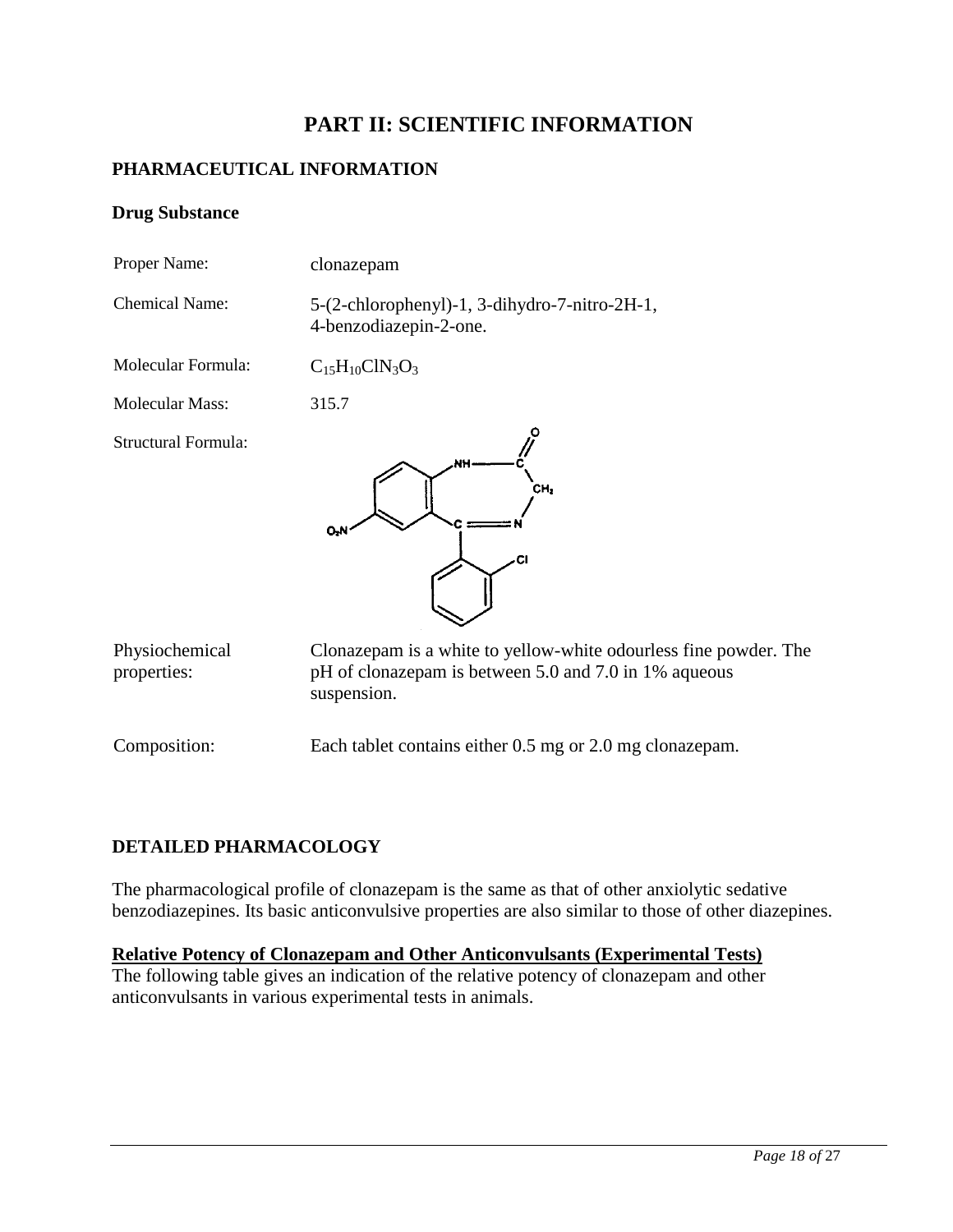# PART II: SCIENTIFIC INFORMATION

## PHARMACEUTICAL INFORMATION

### Drug Substance

Proper Name: clonazepam

Chemical Name: 5-(2-chlorophenyl)-1, 3-dihydro-7-nitro-2H-1, 4-benzodiazepin-2-one.

Molecular Formula: $C_{15}H_{10}ClN_3O_3$

Molecular Mass: 315.7

Structural Formula:

Physiochemical properties: Clonazepam is a white to yellow-white odourless fine powder. The pH of clonazepam is between 5.0 and 7.0 in 1% aqueous suspension.

Composition: Each tablet contains either 0.5 mg or 2.0 mg clonazepam.

## DETAILED PHARMACOLOGY

The pharmacological profile of clonazepam is the same as that of other anxiolytic sedative benzodiazepines. Its basic anticonvulsive properties are also similar to those of other diazepines.

**Relative Potency of Clonazepam and Other Anticonvulsants (Experimental Tests)**

The following table gives an indication of the relative potency of clonazepam and other anticonvulsants in various experimental tests in animals.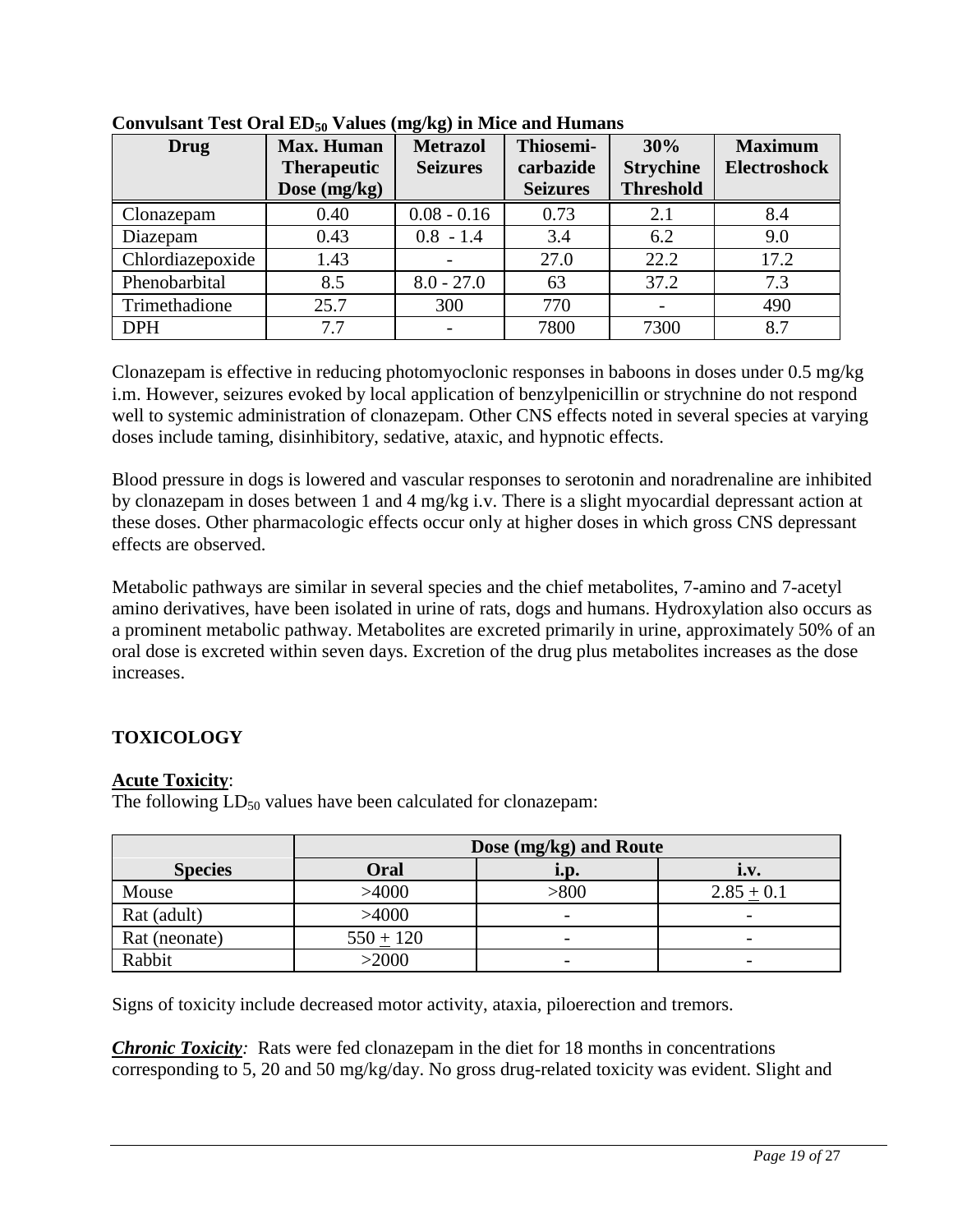**Convulsant Test Oral $ED_{50}$ Values (mg/kg) in Mice and Humans**

| Drug | Max. Human Therapeutic Dose (mg/kg) | Metrazol Seizures | Thiosemi-carbazide Seizures | 30% Strychine Threshold | Maximum Electroshock |
|---|---|---|---|---|---|
| Clonazepam | 0.40 | 0.08 - 0.16 | 0.73 | 2.1 | 8.4 |
| Diazepam | 0.43 | 0.8 - 1.4 | 3.4 | 6.2 | 9.0 |
| Chlordiazepoxide | 1.43 | - | 27.0 | 22.2 | 17.2 |
| Phenobarbital | 8.5 | 8.0 - 27.0 | 63 | 37.2 | 7.3 |
| Trimethadione | 25.7 | 300 | 770 | - | 490 |
| DPH | 7.7 | - | 7800 | 7300 | 8.7 |

Clonazepam is effective in reducing photomyoclonic responses in baboons in doses under 0.5 mg/kg i.m. However, seizures evoked by local application of benzylpenicillin or strychnine do not respond well to systemic administration of clonazepam. Other CNS effects noted in several species at varying doses include taming, disinhibitory, sedative, ataxic, and hypnotic effects.

Blood pressure in dogs is lowered and vascular responses to serotonin and noradrenaline are inhibited by clonazepam in doses between 1 and 4 mg/kg i.v. There is a slight myocardial depressant action at these doses. Other pharmacologic effects occur only at higher doses in which gross CNS depressant effects are observed.

Metabolic pathways are similar in several species and the chief metabolites, 7-amino and 7-acetyl amino derivatives, have been isolated in urine of rats, dogs and humans. Hydroxylation also occurs as a prominent metabolic pathway. Metabolites are excreted primarily in urine, approximately 50% of an oral dose is excreted within seven days. Excretion of the drug plus metabolites increases as the dose increases.

## TOXICOLOGY

**Acute Toxicity**:
The following $LD_{50}$ values have been calculated for clonazepam:

| | Dose (mg/kg) and Route | | |
|---|---|---|---|
| **Species** | **Oral** | **i.p.** | **i.v.** |
| Mouse | >4000 | >800 | $2.85 \pm 0.1$ |
| Rat (adult) | >4000 | - | - |
| Rat (neonate) | $550 \pm 120$ | - | - |
| Rabbit | >2000 | - | - |

Signs of toxicity include decreased motor activity, ataxia, piloerection and tremors.

***Chronic Toxicity**:* Rats were fed clonazepam in the diet for 18 months in concentrations corresponding to 5, 20 and 50 mg/kg/day. No gross drug-related toxicity was evident. Slight and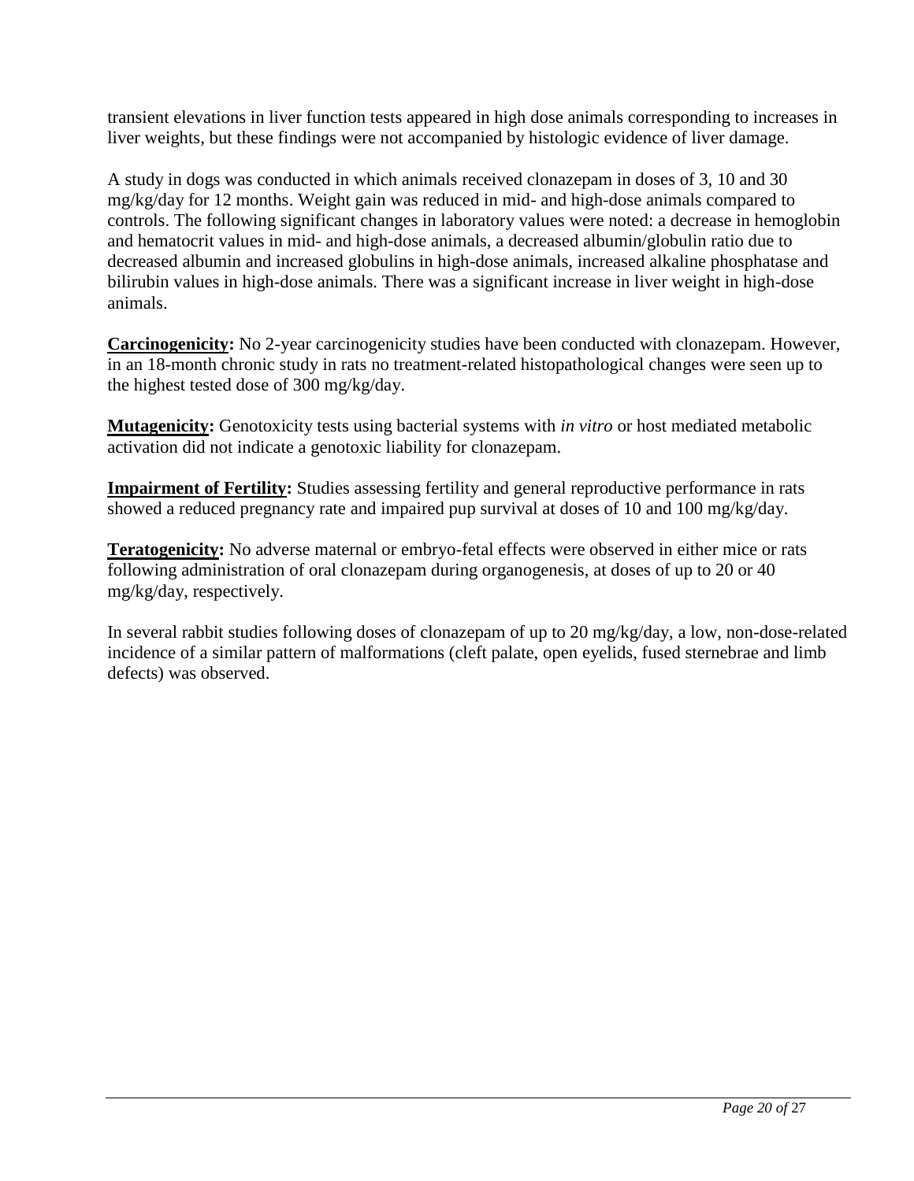transient elevations in liver function tests appeared in high dose animals corresponding to increases in liver weights, but these findings were not accompanied by histologic evidence of liver damage.

A study in dogs was conducted in which animals received clonazepam in doses of 3, 10 and 30 mg/kg/day for 12 months. Weight gain was reduced in mid- and high-dose animals compared to controls. The following significant changes in laboratory values were noted: a decrease in hemoglobin and hematocrit values in mid- and high-dose animals, a decreased albumin/globulin ratio due to decreased albumin and increased globulins in high-dose animals, increased alkaline phosphatase and bilirubin values in high-dose animals. There was a significant increase in liver weight in high-dose animals.

**Carcinogenicity:** No 2-year carcinogenicity studies have been conducted with clonazepam. However, in an 18-month chronic study in rats no treatment-related histopathological changes were seen up to the highest tested dose of 300 mg/kg/day.

**Mutagenicity:** Genotoxicity tests using bacterial systems with *in vitro* or host mediated metabolic activation did not indicate a genotoxic liability for clonazepam.

**Impairment of Fertility:** Studies assessing fertility and general reproductive performance in rats showed a reduced pregnancy rate and impaired pup survival at doses of 10 and 100 mg/kg/day.

**Teratogenicity:** No adverse maternal or embryo-fetal effects were observed in either mice or rats following administration of oral clonazepam during organogenesis, at doses of up to 20 or 40 mg/kg/day, respectively.

In several rabbit studies following doses of clonazepam of up to 20 mg/kg/day, a low, non-dose-related incidence of a similar pattern of malformations (cleft palate, open eyelids, fused sternebrae and limb defects) was observed.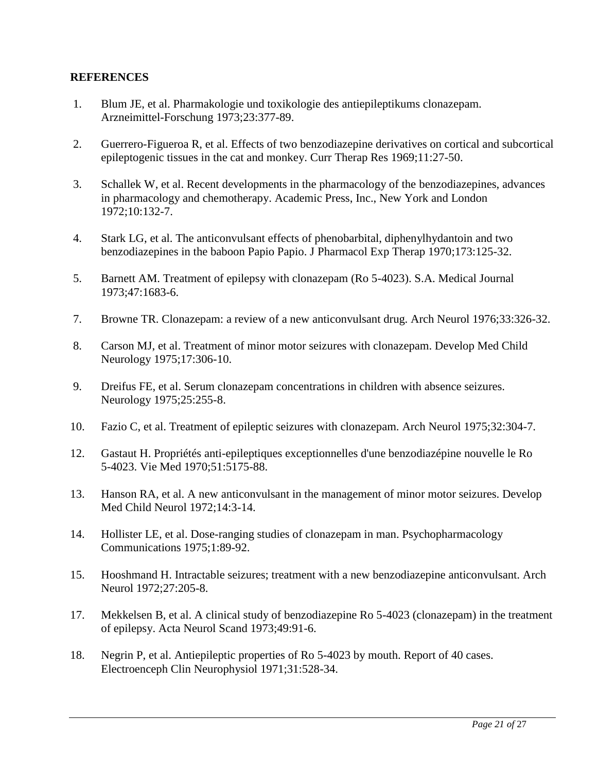**REFERENCES**

1. Blum JE, et al. Pharmakologie und toxikologie des antiepileptikums clonazepam. Arzneimittel-Forschung 1973;23:377-89.

2. Guerrero-Figueroa R, et al. Effects of two benzodiazepine derivatives on cortical and subcortical epileptogenic tissues in the cat and monkey. Curr Therap Res 1969;11:27-50.

3. Schallek W, et al. Recent developments in the pharmacology of the benzodiazepines, advances in pharmacology and chemotherapy. Academic Press, Inc., New York and London 1972;10:132-7.

4. Stark LG, et al. The anticonvulsant effects of phenobarbital, diphenylhydantoin and two benzodiazepines in the baboon Papio Papio. J Pharmacol Exp Therap 1970;173:125-32.

5. Barnett AM. Treatment of epilepsy with clonazepam (Ro 5-4023). S.A. Medical Journal 1973;47:1683-6.

7. Browne TR. Clonazepam: a review of a new anticonvulsant drug. Arch Neurol 1976;33:326-32.

8. Carson MJ, et al. Treatment of minor motor seizures with clonazepam. Develop Med Child Neurology 1975;17:306-10.

9. Dreifus FE, et al. Serum clonazepam concentrations in children with absence seizures. Neurology 1975;25:255-8.

10. Fazio C, et al. Treatment of epileptic seizures with clonazepam. Arch Neurol 1975;32:304-7.

12. Gastaut H. Propriétés anti-epileptiques exceptionnelles d'une benzodiazépine nouvelle le Ro 5-4023. Vie Med 1970;51:5175-88.

13. Hanson RA, et al. A new anticonvulsant in the management of minor motor seizures. Develop Med Child Neurol 1972;14:3-14.

14. Hollister LE, et al. Dose-ranging studies of clonazepam in man. Psychopharmacology Communications 1975;1:89-92.

15. Hooshmand H. Intractable seizures; treatment with a new benzodiazepine anticonvulsant. Arch Neurol 1972;27:205-8.

17. Mekkelsen B, et al. A clinical study of benzodiazepine Ro 5-4023 (clonazepam) in the treatment of epilepsy. Acta Neurol Scand 1973;49:91-6.

18. Negrin P, et al. Antiepileptic properties of Ro 5-4023 by mouth. Report of 40 cases. Electroenceph Clin Neurophysiol 1971;31:528-34.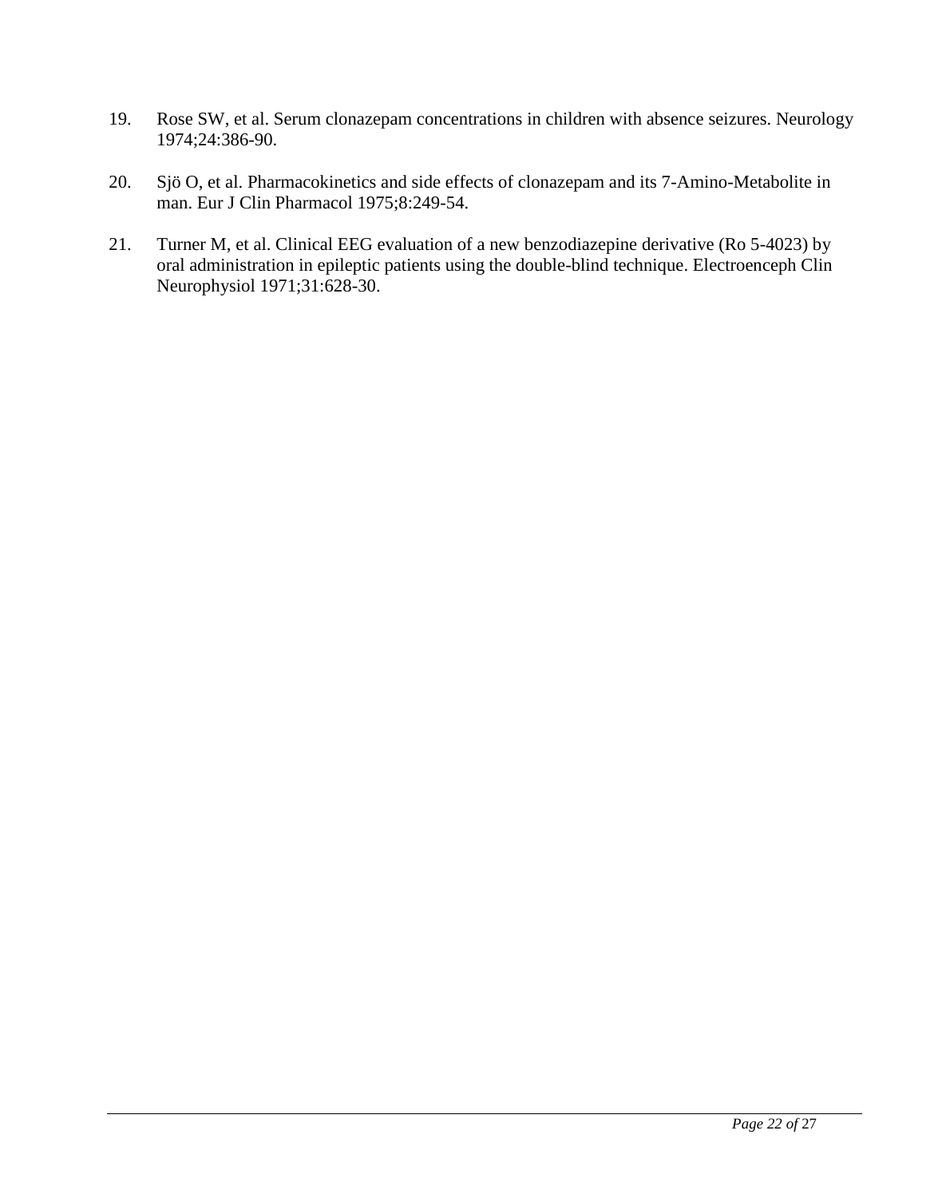19. Rose SW, et al. Serum clonazepam concentrations in children with absence seizures. Neurology 1974;24:386-90.

20. Sjö O, et al. Pharmacokinetics and side effects of clonazepam and its 7-Amino-Metabolite in man. Eur J Clin Pharmacol 1975;8:249-54.

21. Turner M, et al. Clinical EEG evaluation of a new benzodiazepine derivative (Ro 5-4023) by oral administration in epileptic patients using the double-blind technique. Electroenceph Clin Neurophysiol 1971;31:628-30.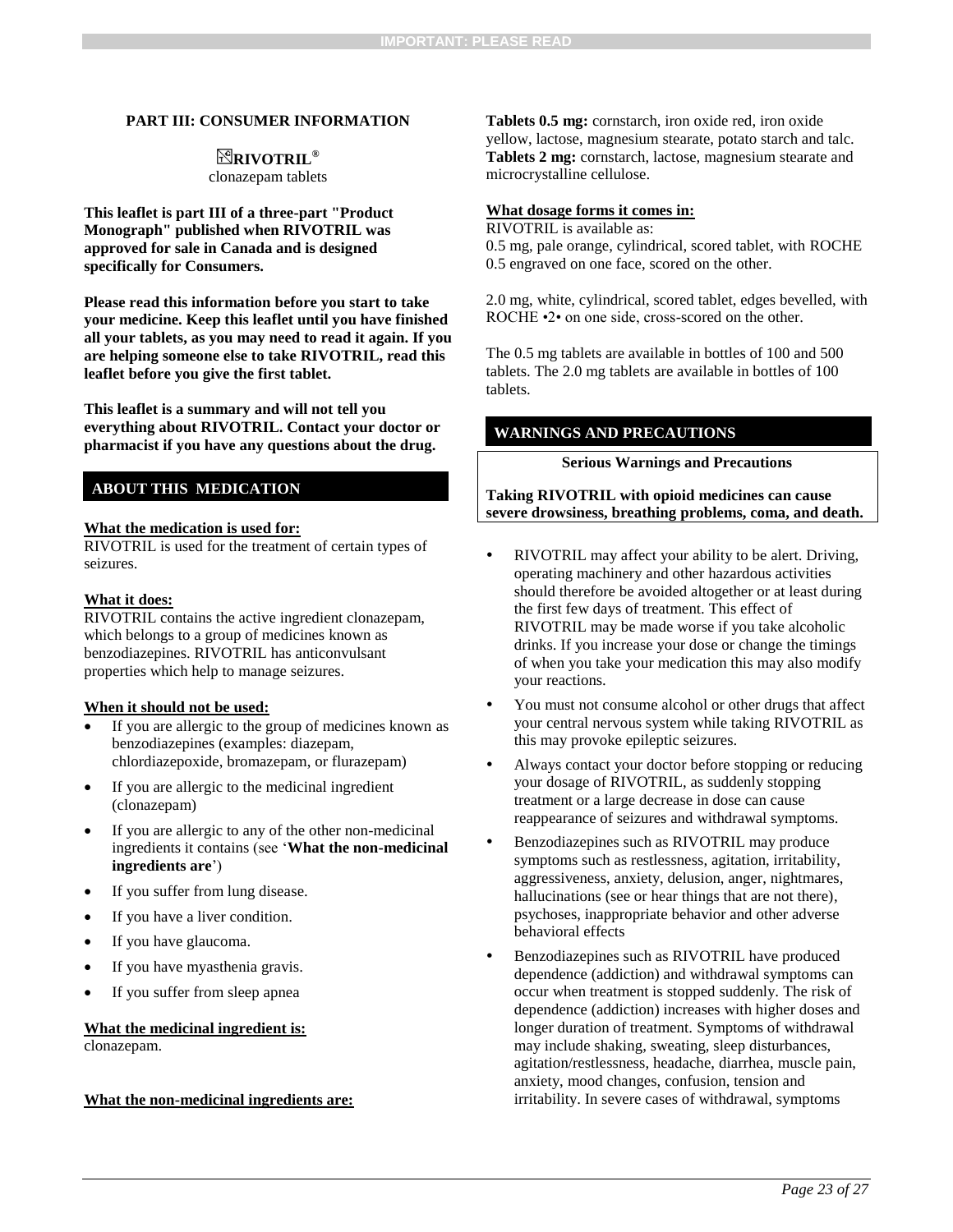## PART III: CONSUMER INFORMATION

**RIVOTRIL®**
clonazepam tablets

**This leaflet is part III of a three-part "Product Monograph" published when RIVOTRIL was approved for sale in Canada and is designed specifically for Consumers.**

**Please read this information before you start to take your medicine. Keep this leaflet until you have finished all your tablets, as you may need to read it again. If you are helping someone else to take RIVOTRIL, read this leaflet before you give the first tablet.**

**This leaflet is a summary and will not tell you everything about RIVOTRIL. Contact your doctor or pharmacist if you have any questions about the drug.**

## ABOUT THIS MEDICATION

**What the medication is used for:**
RIVOTRIL is used for the treatment of certain types of seizures.

**What it does:**
RIVOTRIL contains the active ingredient clonazepam, which belongs to a group of medicines known as benzodiazepines. RIVOTRIL has anticonvulsant properties which help to manage seizures.

**When it should not be used:**

- If you are allergic to the group of medicines known as benzodiazepines (examples: diazepam, chlordiazepoxide, bromazepam, or flurazepam)
- If you are allergic to the medicinal ingredient (clonazepam)
- If you are allergic to any of the other non-medicinal ingredients it contains (see '**What the non-medicinal ingredients are**')
- If you suffer from lung disease.
- If you have a liver condition.
- If you have glaucoma.
- If you have myasthenia gravis.
- If you suffer from sleep apnea

**What the medicinal ingredient is:**
clonazepam.

**What the non-medicinal ingredients are:**

**Tablets 0.5 mg:** cornstarch, iron oxide red, iron oxide yellow, lactose, magnesium stearate, potato starch and talc.
**Tablets 2 mg:** cornstarch, lactose, magnesium stearate and microcrystalline cellulose.

**What dosage forms it comes in:**
RIVOTRIL is available as:
0.5 mg, pale orange, cylindrical, scored tablet, with ROCHE 0.5 engraved on one face, scored on the other.

2.0 mg, white, cylindrical, scored tablet, edges bevelled, with ROCHE •2• on one side, cross-scored on the other.

The 0.5 mg tablets are available in bottles of 100 and 500 tablets. The 2.0 mg tablets are available in bottles of 100 tablets.

## WARNINGS AND PRECAUTIONS

**Serious Warnings and Precautions**

**Taking RIVOTRIL with opioid medicines can cause severe drowsiness, breathing problems, coma, and death.**

- RIVOTRIL may affect your ability to be alert. Driving, operating machinery and other hazardous activities should therefore be avoided altogether or at least during the first few days of treatment. This effect of RIVOTRIL may be made worse if you take alcoholic drinks. If you increase your dose or change the timings of when you take your medication this may also modify your reactions.
- You must not consume alcohol or other drugs that affect your central nervous system while taking RIVOTRIL as this may provoke epileptic seizures.
- Always contact your doctor before stopping or reducing your dosage of RIVOTRIL, as suddenly stopping treatment or a large decrease in dose can cause reappearance of seizures and withdrawal symptoms.
- Benzodiazepines such as RIVOTRIL may produce symptoms such as restlessness, agitation, irritability, aggressiveness, anxiety, delusion, anger, nightmares, hallucinations (see or hear things that are not there), psychoses, inappropriate behavior and other adverse behavioral effects
- Benzodiazepines such as RIVOTRIL have produced dependence (addiction) and withdrawal symptoms can occur when treatment is stopped suddenly. The risk of dependence (addiction) increases with higher doses and longer duration of treatment. Symptoms of withdrawal may include shaking, sweating, sleep disturbances, agitation/restlessness, headache, diarrhea, muscle pain, anxiety, mood changes, confusion, tension and irritability. In severe cases of withdrawal, symptoms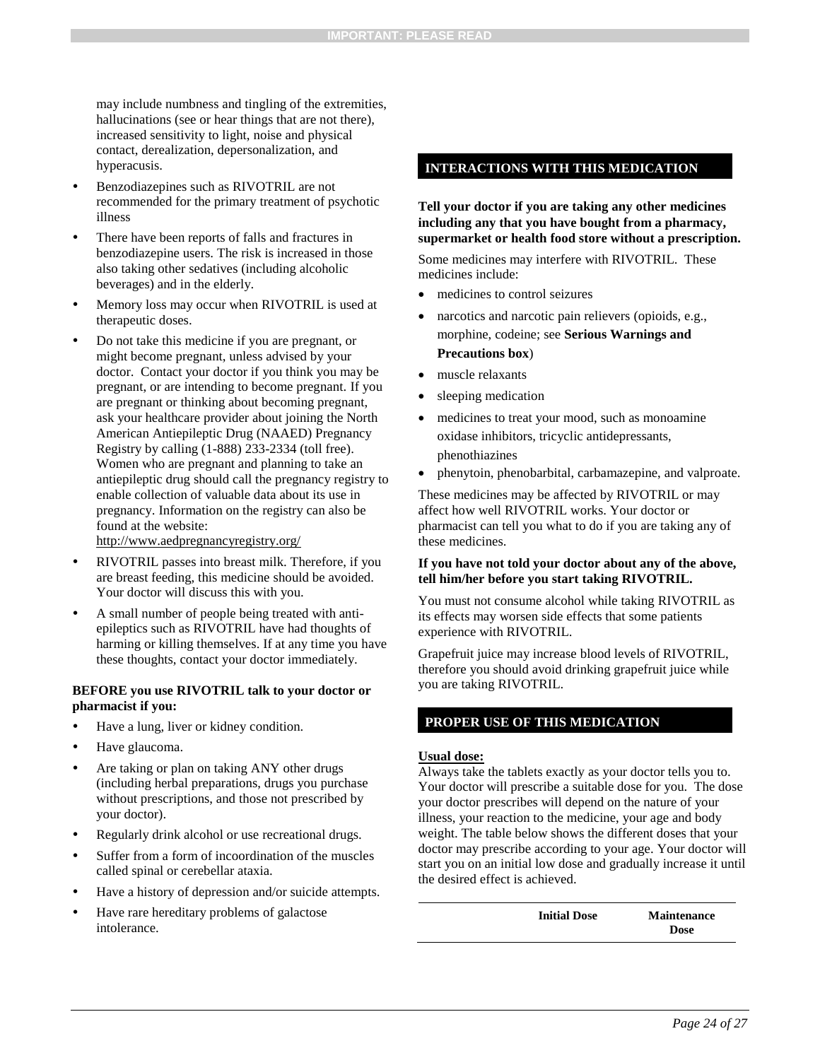may include numbness and tingling of the extremities, hallucinations (see or hear things that are not there), increased sensitivity to light, noise and physical contact, derealization, depersonalization, and hyperacusis.

- Benzodiazepines such as RIVOTRIL are not recommended for the primary treatment of psychotic illness
- There have been reports of falls and fractures in benzodiazepine users. The risk is increased in those also taking other sedatives (including alcoholic beverages) and in the elderly.
- Memory loss may occur when RIVOTRIL is used at therapeutic doses.
- Do not take this medicine if you are pregnant, or might become pregnant, unless advised by your doctor. Contact your doctor if you think you may be pregnant, or are intending to become pregnant. If you are pregnant or thinking about becoming pregnant, ask your healthcare provider about joining the North American Antiepileptic Drug (NAAED) Pregnancy Registry by calling (1-888) 233-2334 (toll free). Women who are pregnant and planning to take an antiepileptic drug should call the pregnancy registry to enable collection of valuable data about its use in pregnancy. Information on the registry can also be found at the website: http://www.aedpregnancyregistry.org/
- RIVOTRIL passes into breast milk. Therefore, if you are breast feeding, this medicine should be avoided. Your doctor will discuss this with you.
- A small number of people being treated with anti-epileptics such as RIVOTRIL have had thoughts of harming or killing themselves. If at any time you have these thoughts, contact your doctor immediately.

**BEFORE you use RIVOTRIL talk to your doctor or pharmacist if you:**

- Have a lung, liver or kidney condition.
- Have glaucoma.
- Are taking or plan on taking ANY other drugs (including herbal preparations, drugs you purchase without prescriptions, and those not prescribed by your doctor).
- Regularly drink alcohol or use recreational drugs.
- Suffer from a form of incoordination of the muscles called spinal or cerebellar ataxia.
- Have a history of depression and/or suicide attempts.
- Have rare hereditary problems of galactose intolerance.

## INTERACTIONS WITH THIS MEDICATION

**Tell your doctor if you are taking any other medicines including any that you have bought from a pharmacy, supermarket or health food store without a prescription.**

Some medicines may interfere with RIVOTRIL. These medicines include:

- medicines to control seizures
- narcotics and narcotic pain relievers (opioids, e.g., morphine, codeine; see **Serious Warnings and Precautions box**)
- muscle relaxants
- sleeping medication
- medicines to treat your mood, such as monoamine oxidase inhibitors, tricyclic antidepressants, phenothiazines
- phenytoin, phenobarbital, carbamazepine, and valproate.

These medicines may be affected by RIVOTRIL or may affect how well RIVOTRIL works. Your doctor or pharmacist can tell you what to do if you are taking any of these medicines.

**If you have not told your doctor about any of the above, tell him/her before you start taking RIVOTRIL.**

You must not consume alcohol while taking RIVOTRIL as its effects may worsen side effects that some patients experience with RIVOTRIL.

Grapefruit juice may increase blood levels of RIVOTRIL, therefore you should avoid drinking grapefruit juice while you are taking RIVOTRIL.

## PROPER USE OF THIS MEDICATION

**Usual dose:**

Always take the tablets exactly as your doctor tells you to. Your doctor will prescribe a suitable dose for you. The dose your doctor prescribes will depend on the nature of your illness, your reaction to the medicine, your age and body weight. The table below shows the different doses that your doctor may prescribe according to your age. Your doctor will start you on an initial low dose and gradually increase it until the desired effect is achieved.

| | Initial Dose | Maintenance Dose |
|---|---|---|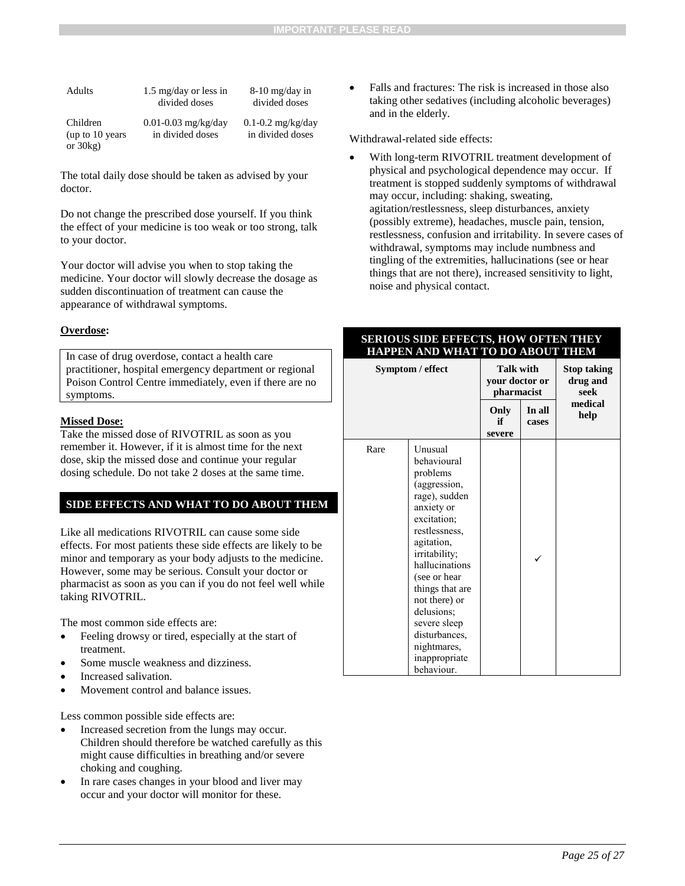| Adults | 1.5 mg/day or less in divided doses | 8-10 mg/day in divided doses |
|---|---|---|
| Children (up to 10 years or 30kg) | 0.01-0.03 mg/kg/day in divided doses | 0.1-0.2 mg/kg/day in divided doses |

The total daily dose should be taken as advised by your doctor.

Do not change the prescribed dose yourself. If you think the effect of your medicine is too weak or too strong, talk to your doctor.

Your doctor will advise you when to stop taking the medicine. Your doctor will slowly decrease the dosage as sudden discontinuation of treatment can cause the appearance of withdrawal symptoms.

**Overdose:**

In case of drug overdose, contact a health care practitioner, hospital emergency department or regional Poison Control Centre immediately, even if there are no symptoms.

**Missed Dose:**

Take the missed dose of RIVOTRIL as soon as you remember it. However, if it is almost time for the next dose, skip the missed dose and continue your regular dosing schedule. Do not take 2 doses at the same time.

## SIDE EFFECTS AND WHAT TO DO ABOUT THEM

Like all medications RIVOTRIL can cause some side effects. For most patients these side effects are likely to be minor and temporary as your body adjusts to the medicine. However, some may be serious. Consult your doctor or pharmacist as soon as you can if you do not feel well while taking RIVOTRIL.

The most common side effects are:

- Feeling drowsy or tired, especially at the start of treatment.
- Some muscle weakness and dizziness.
- Increased salivation.
- Movement control and balance issues.

Less common possible side effects are:

- Increased secretion from the lungs may occur. Children should therefore be watched carefully as this might cause difficulties in breathing and/or severe choking and coughing.
- In rare cases changes in your blood and liver may occur and your doctor will monitor for these.
- Falls and fractures: The risk is increased in those also taking other sedatives (including alcoholic beverages) and in the elderly.

Withdrawal-related side effects:

- With long-term RIVOTRIL treatment development of physical and psychological dependence may occur. If treatment is stopped suddenly symptoms of withdrawal may occur, including: shaking, sweating, agitation/restlessness, sleep disturbances, anxiety (possibly extreme), headaches, muscle pain, tension, restlessness, confusion and irritability. In severe cases of withdrawal, symptoms may include numbness and tingling of the extremities, hallucinations (see or hear things that are not there), increased sensitivity to light, noise and physical contact.

**SERIOUS SIDE EFFECTS, HOW OFTEN THEY HAPPEN AND WHAT TO DO ABOUT THEM**

| Symptom / effect | | Talk with your doctor or pharmacist | | Stop taking drug and seek medical help |
|---|---|---|---|---|
| | | Only if severe | In all cases | |
| Rare | Unusual behavioural problems (aggression, rage), sudden anxiety or excitation; restlessness, agitation, irritability; hallucinations (see or hear things that are not there) or delusions; severe sleep disturbances, nightmares, inappropriate behaviour. | | ✓ | |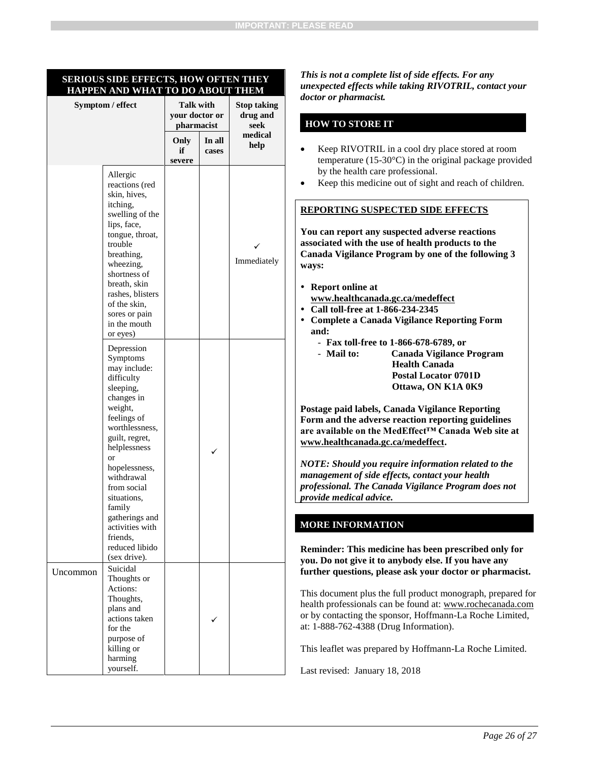| SERIOUS SIDE EFFECTS, HOW OFTEN THEY HAPPEN AND WHAT TO DO ABOUT THEM | | | | |
|---|---|---|---|---|
| Symptom / effect | | Talk with your doctor or pharmacist | | Stop taking drug and seek medical help |
| | | Only if severe | In all cases | |
| | Allergic reactions (red skin, hives, itching, swelling of the lips, face, tongue, throat, trouble breathing, wheezing, shortness of breath, skin rashes, blisters of the skin, sores or pain in the mouth or eyes) | | | ✓ Immediately |
| | Depression Symptoms may include: difficulty sleeping, changes in weight, feelings of worthlessness, guilt, regret, helplessness or hopelessness, withdrawal from social situations, family gatherings and activities with friends, reduced libido (sex drive). | | ✓ | |
| Uncommon | Suicidal Thoughts or Actions: Thoughts, plans and actions taken for the purpose of killing or harming yourself. | | ✓ | |

***This is not a complete list of side effects. For any unexpected effects while taking RIVOTRIL, contact your doctor or pharmacist.***

## HOW TO STORE IT

- Keep RIVOTRIL in a cool dry place stored at room temperature (15-30°C) in the original package provided by the health care professional.
- Keep this medicine out of sight and reach of children.

## REPORTING SUSPECTED SIDE EFFECTS

**You can report any suspected adverse reactions associated with the use of health products to the Canada Vigilance Program by one of the following 3 ways:**

- **Report online at www.healthcanada.gc.ca/medeffect**
- **Call toll-free at 1-866-234-2345**
- **Complete a Canada Vigilance Reporting Form and:**
  - **Fax toll-free to 1-866-678-6789, or**
  - **Mail to: Canada Vigilance Program**
    **Health Canada**
    **Postal Locator 0701D**
    **Ottawa, ON K1A 0K9**

**Postage paid labels, Canada Vigilance Reporting Form and the adverse reaction reporting guidelines are available on the MedEffect™ Canada Web site at www.healthcanada.gc.ca/medeffect.**

***NOTE: Should you require information related to the management of side effects, contact your health professional. The Canada Vigilance Program does not provide medical advice.***

## MORE INFORMATION

**Reminder: This medicine has been prescribed only for you. Do not give it to anybody else. If you have any further questions, please ask your doctor or pharmacist.**

This document plus the full product monograph, prepared for health professionals can be found at: www.rochecanada.com or by contacting the sponsor, Hoffmann-La Roche Limited, at: 1-888-762-4388 (Drug Information).

This leaflet was prepared by Hoffmann-La Roche Limited.

Last revised: January 18, 2018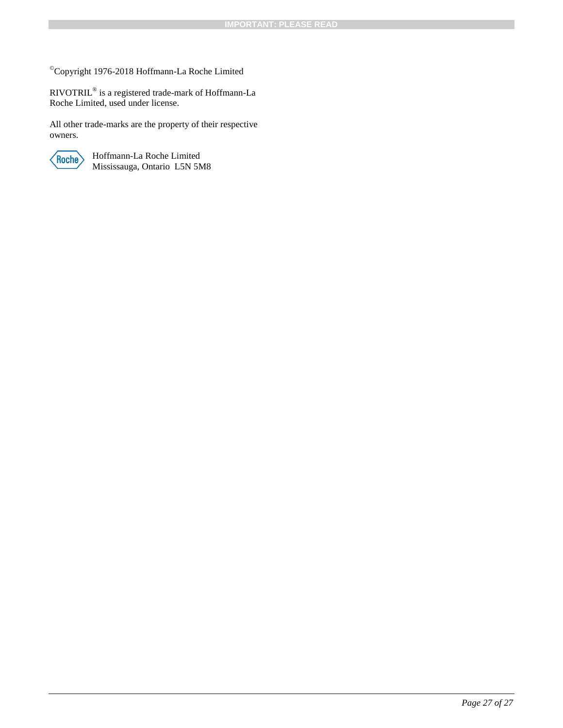©Copyright 1976-2018 Hoffmann-La Roche Limited

RIVOTRIL® is a registered trade-mark of Hoffmann-La Roche Limited, used under license.

All other trade-marks are the property of their respective owners.

Hoffmann-La Roche Limited
Mississauga, Ontario L5N 5M8